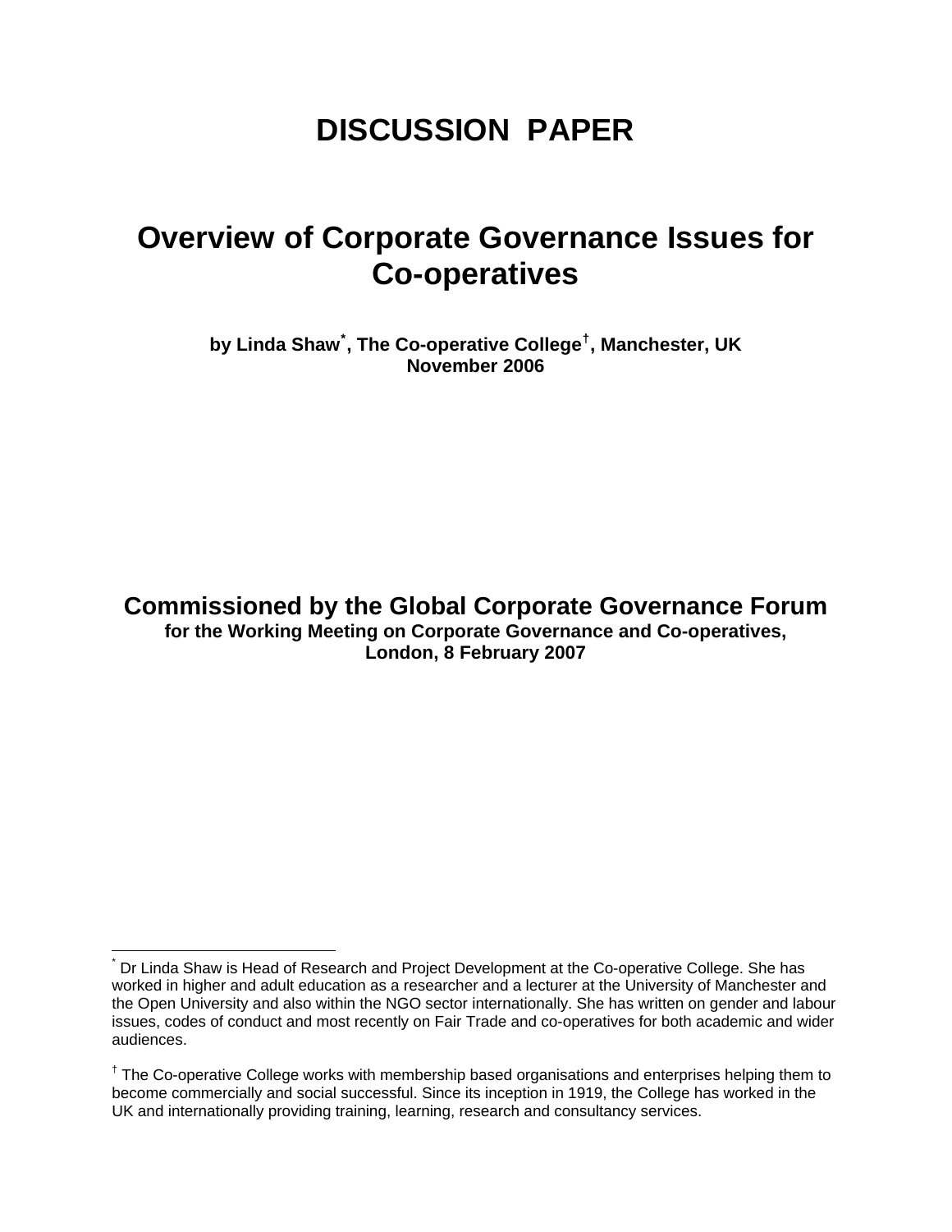# DISCUSSION PAPER

# Overview of Corporate Governance Issues for Co-operatives

**by Linda Shaw[*], The Co-operative College[†], Manchester, UK**
**November 2006**

## Commissioned by the Global Corporate Governance Forum

**for the Working Meeting on Corporate Governance and Co-operatives, London, 8 February 2007**

---

[*] Dr Linda Shaw is Head of Research and Project Development at the Co-operative College. She has worked in higher and adult education as a researcher and a lecturer at the University of Manchester and the Open University and also within the NGO sector internationally. She has written on gender and labour issues, codes of conduct and most recently on Fair Trade and co-operatives for both academic and wider audiences.

[†] The Co-operative College works with membership based organisations and enterprises helping them to become commercially and social successful. Since its inception in 1919, the College has worked in the UK and internationally providing training, learning, research and consultancy services.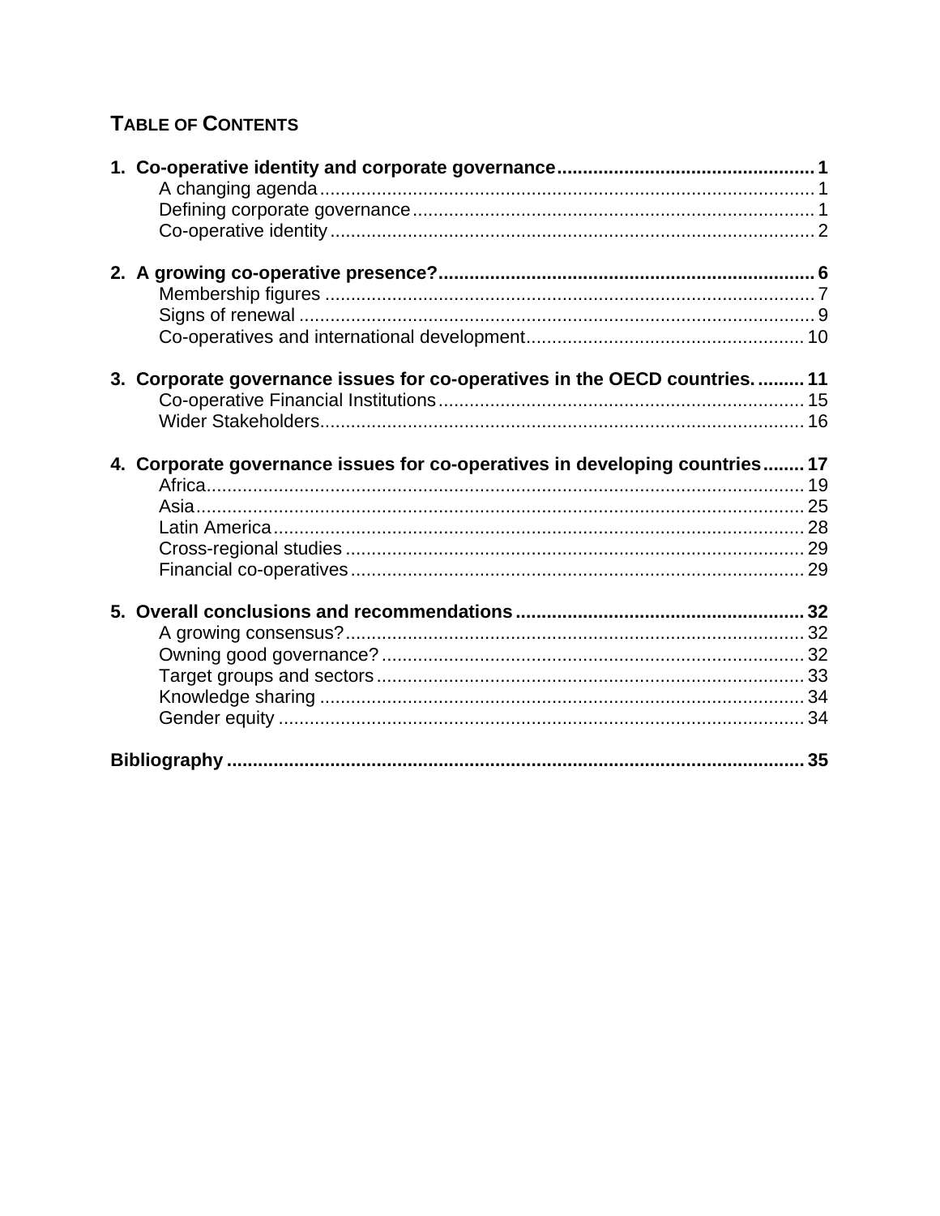## TABLE OF CONTENTS

**1. Co-operative identity and corporate governance ..... 1**
- A changing agenda ..... 1
- Defining corporate governance ..... 1
- Co-operative identity ..... 2

**2. A growing co-operative presence? ..... 6**
- Membership figures ..... 7
- Signs of renewal ..... 9
- Co-operatives and international development ..... 10

**3. Corporate governance issues for co-operatives in the OECD countries. ..... 11**
- Co-operative Financial Institutions ..... 15
- Wider Stakeholders ..... 16

**4. Corporate governance issues for co-operatives in developing countries ..... 17**
- Africa ..... 19
- Asia ..... 25
- Latin America ..... 28
- Cross-regional studies ..... 29
- Financial co-operatives ..... 29

**5. Overall conclusions and recommendations ..... 32**
- A growing consensus? ..... 32
- Owning good governance? ..... 32
- Target groups and sectors ..... 33
- Knowledge sharing ..... 34
- Gender equity ..... 34

**Bibliography ..... 35**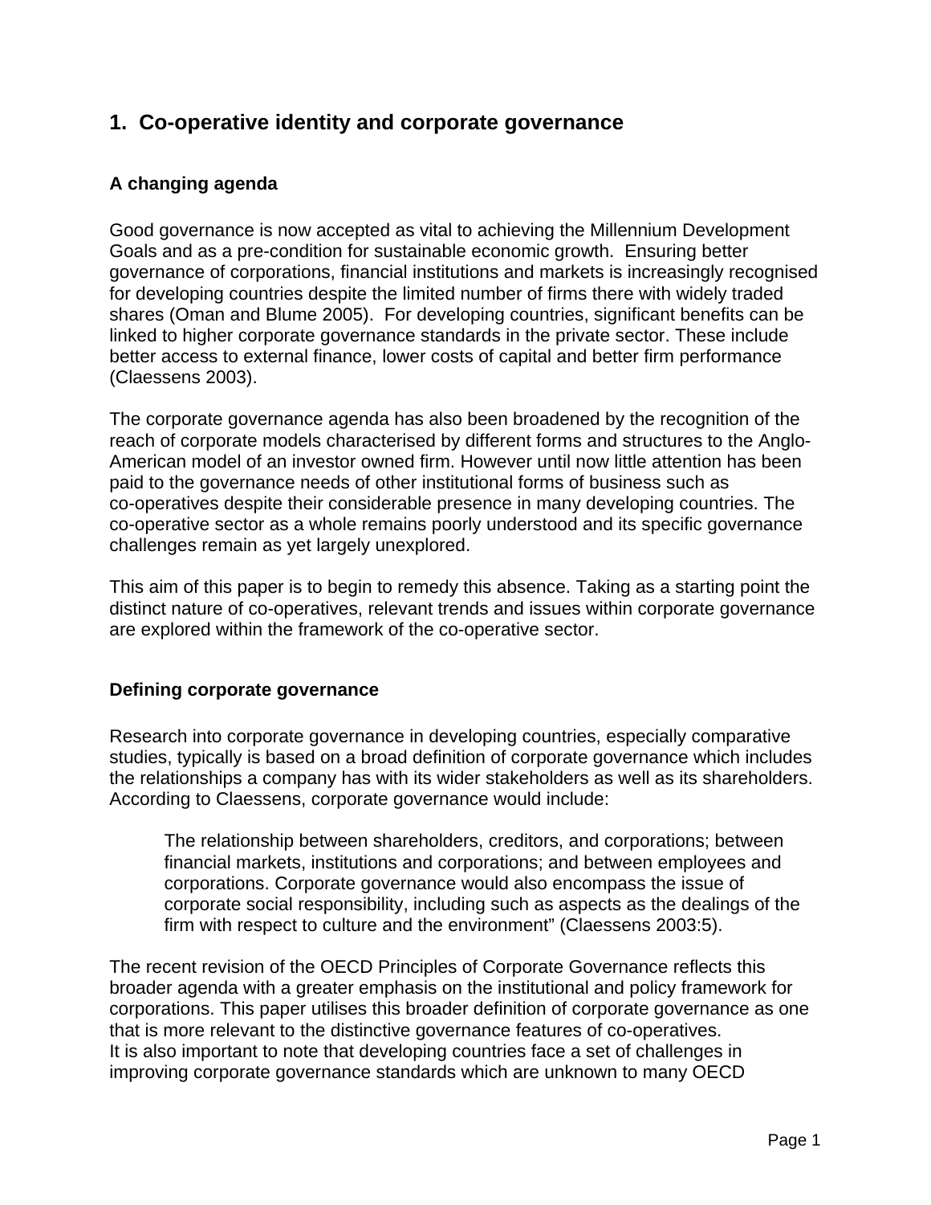# 1. Co-operative identity and corporate governance

## A changing agenda

Good governance is now accepted as vital to achieving the Millennium Development Goals and as a pre-condition for sustainable economic growth. Ensuring better governance of corporations, financial institutions and markets is increasingly recognised for developing countries despite the limited number of firms there with widely traded shares (Oman and Blume 2005). For developing countries, significant benefits can be linked to higher corporate governance standards in the private sector. These include better access to external finance, lower costs of capital and better firm performance (Claessens 2003).

The corporate governance agenda has also been broadened by the recognition of the reach of corporate models characterised by different forms and structures to the Anglo-American model of an investor owned firm. However until now little attention has been paid to the governance needs of other institutional forms of business such as co-operatives despite their considerable presence in many developing countries. The co-operative sector as a whole remains poorly understood and its specific governance challenges remain as yet largely unexplored.

This aim of this paper is to begin to remedy this absence. Taking as a starting point the distinct nature of co-operatives, relevant trends and issues within corporate governance are explored within the framework of the co-operative sector.

## Defining corporate governance

Research into corporate governance in developing countries, especially comparative studies, typically is based on a broad definition of corporate governance which includes the relationships a company has with its wider stakeholders as well as its shareholders. According to Claessens, corporate governance would include:

> The relationship between shareholders, creditors, and corporations; between financial markets, institutions and corporations; and between employees and corporations. Corporate governance would also encompass the issue of corporate social responsibility, including such as aspects as the dealings of the firm with respect to culture and the environment" (Claessens 2003:5).

The recent revision of the OECD Principles of Corporate Governance reflects this broader agenda with a greater emphasis on the institutional and policy framework for corporations. This paper utilises this broader definition of corporate governance as one that is more relevant to the distinctive governance features of co-operatives.
It is also important to note that developing countries face a set of challenges in improving corporate governance standards which are unknown to many OECD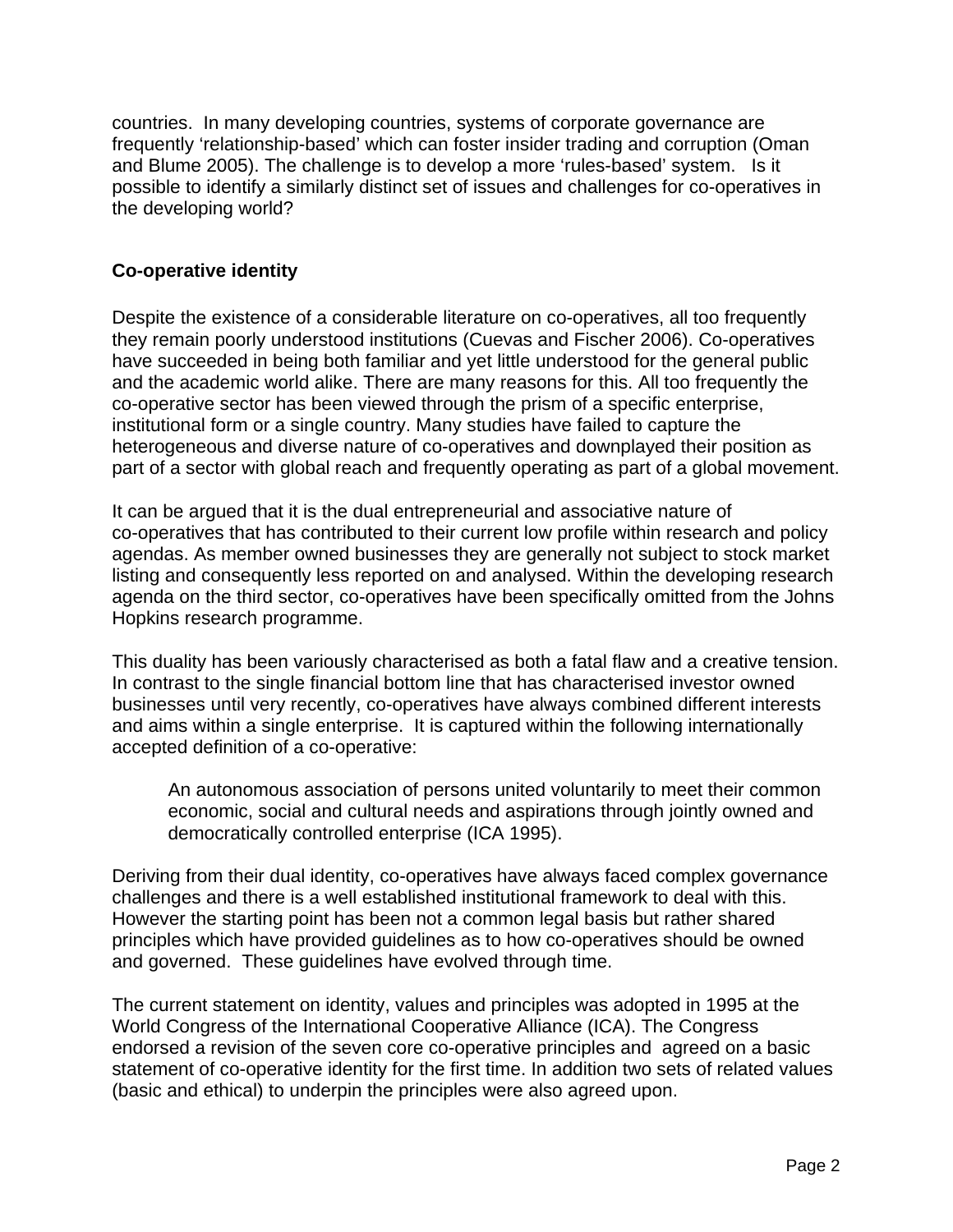countries. In many developing countries, systems of corporate governance are frequently 'relationship-based' which can foster insider trading and corruption (Oman and Blume 2005). The challenge is to develop a more 'rules-based' system. Is it possible to identify a similarly distinct set of issues and challenges for co-operatives in the developing world?

## Co-operative identity

Despite the existence of a considerable literature on co-operatives, all too frequently they remain poorly understood institutions (Cuevas and Fischer 2006). Co-operatives have succeeded in being both familiar and yet little understood for the general public and the academic world alike. There are many reasons for this. All too frequently the co-operative sector has been viewed through the prism of a specific enterprise, institutional form or a single country. Many studies have failed to capture the heterogeneous and diverse nature of co-operatives and downplayed their position as part of a sector with global reach and frequently operating as part of a global movement.

It can be argued that it is the dual entrepreneurial and associative nature of co-operatives that has contributed to their current low profile within research and policy agendas. As member owned businesses they are generally not subject to stock market listing and consequently less reported on and analysed. Within the developing research agenda on the third sector, co-operatives have been specifically omitted from the Johns Hopkins research programme.

This duality has been variously characterised as both a fatal flaw and a creative tension. In contrast to the single financial bottom line that has characterised investor owned businesses until very recently, co-operatives have always combined different interests and aims within a single enterprise. It is captured within the following internationally accepted definition of a co-operative:

> An autonomous association of persons united voluntarily to meet their common economic, social and cultural needs and aspirations through jointly owned and democratically controlled enterprise (ICA 1995).

Deriving from their dual identity, co-operatives have always faced complex governance challenges and there is a well established institutional framework to deal with this. However the starting point has been not a common legal basis but rather shared principles which have provided guidelines as to how co-operatives should be owned and governed. These guidelines have evolved through time.

The current statement on identity, values and principles was adopted in 1995 at the World Congress of the International Cooperative Alliance (ICA). The Congress endorsed a revision of the seven core co-operative principles and agreed on a basic statement of co-operative identity for the first time. In addition two sets of related values (basic and ethical) to underpin the principles were also agreed upon.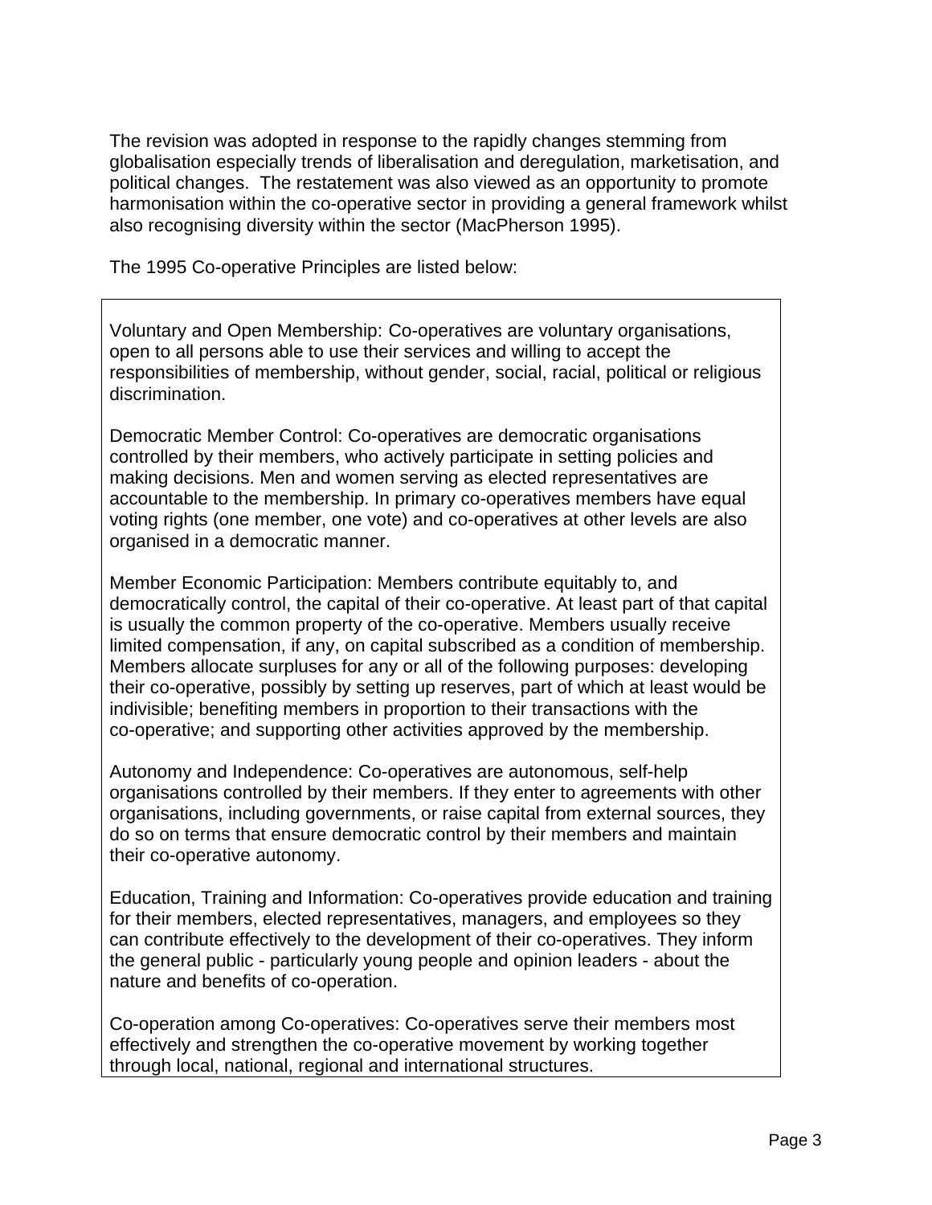The revision was adopted in response to the rapidly changes stemming from globalisation especially trends of liberalisation and deregulation, marketisation, and political changes. The restatement was also viewed as an opportunity to promote harmonisation within the co-operative sector in providing a general framework whilst also recognising diversity within the sector (MacPherson 1995).

The 1995 Co-operative Principles are listed below:

Voluntary and Open Membership: Co-operatives are voluntary organisations, open to all persons able to use their services and willing to accept the responsibilities of membership, without gender, social, racial, political or religious discrimination.

Democratic Member Control: Co-operatives are democratic organisations controlled by their members, who actively participate in setting policies and making decisions. Men and women serving as elected representatives are accountable to the membership. In primary co-operatives members have equal voting rights (one member, one vote) and co-operatives at other levels are also organised in a democratic manner.

Member Economic Participation: Members contribute equitably to, and democratically control, the capital of their co-operative. At least part of that capital is usually the common property of the co-operative. Members usually receive limited compensation, if any, on capital subscribed as a condition of membership. Members allocate surpluses for any or all of the following purposes: developing their co-operative, possibly by setting up reserves, part of which at least would be indivisible; benefiting members in proportion to their transactions with the co-operative; and supporting other activities approved by the membership.

Autonomy and Independence: Co-operatives are autonomous, self-help organisations controlled by their members. If they enter to agreements with other organisations, including governments, or raise capital from external sources, they do so on terms that ensure democratic control by their members and maintain their co-operative autonomy.

Education, Training and Information: Co-operatives provide education and training for their members, elected representatives, managers, and employees so they can contribute effectively to the development of their co-operatives. They inform the general public - particularly young people and opinion leaders - about the nature and benefits of co-operation.

Co-operation among Co-operatives: Co-operatives serve their members most effectively and strengthen the co-operative movement by working together through local, national, regional and international structures.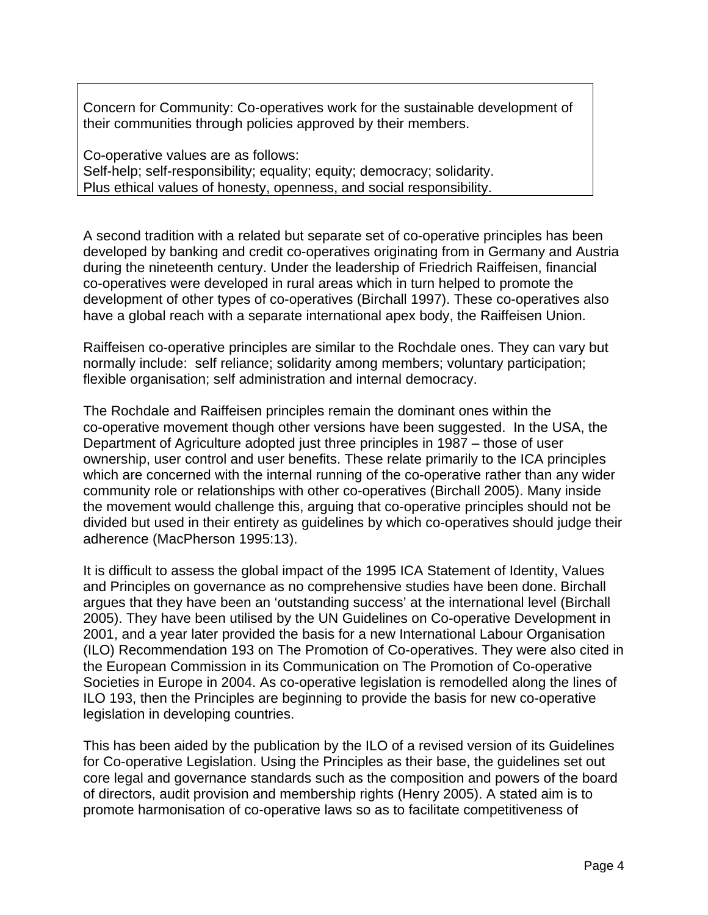Concern for Community: Co-operatives work for the sustainable development of their communities through policies approved by their members.

Co-operative values are as follows:
Self-help; self-responsibility; equality; equity; democracy; solidarity.
Plus ethical values of honesty, openness, and social responsibility.

A second tradition with a related but separate set of co-operative principles has been developed by banking and credit co-operatives originating from in Germany and Austria during the nineteenth century. Under the leadership of Friedrich Raiffeisen, financial co-operatives were developed in rural areas which in turn helped to promote the development of other types of co-operatives (Birchall 1997). These co-operatives also have a global reach with a separate international apex body, the Raiffeisen Union.

Raiffeisen co-operative principles are similar to the Rochdale ones. They can vary but normally include: self reliance; solidarity among members; voluntary participation; flexible organisation; self administration and internal democracy.

The Rochdale and Raiffeisen principles remain the dominant ones within the co-operative movement though other versions have been suggested. In the USA, the Department of Agriculture adopted just three principles in 1987 – those of user ownership, user control and user benefits. These relate primarily to the ICA principles which are concerned with the internal running of the co-operative rather than any wider community role or relationships with other co-operatives (Birchall 2005). Many inside the movement would challenge this, arguing that co-operative principles should not be divided but used in their entirety as guidelines by which co-operatives should judge their adherence (MacPherson 1995:13).

It is difficult to assess the global impact of the 1995 ICA Statement of Identity, Values and Principles on governance as no comprehensive studies have been done. Birchall argues that they have been an 'outstanding success' at the international level (Birchall 2005). They have been utilised by the UN Guidelines on Co-operative Development in 2001, and a year later provided the basis for a new International Labour Organisation (ILO) Recommendation 193 on The Promotion of Co-operatives. They were also cited in the European Commission in its Communication on The Promotion of Co-operative Societies in Europe in 2004. As co-operative legislation is remodelled along the lines of ILO 193, then the Principles are beginning to provide the basis for new co-operative legislation in developing countries.

This has been aided by the publication by the ILO of a revised version of its Guidelines for Co-operative Legislation. Using the Principles as their base, the guidelines set out core legal and governance standards such as the composition and powers of the board of directors, audit provision and membership rights (Henry 2005). A stated aim is to promote harmonisation of co-operative laws so as to facilitate competitiveness of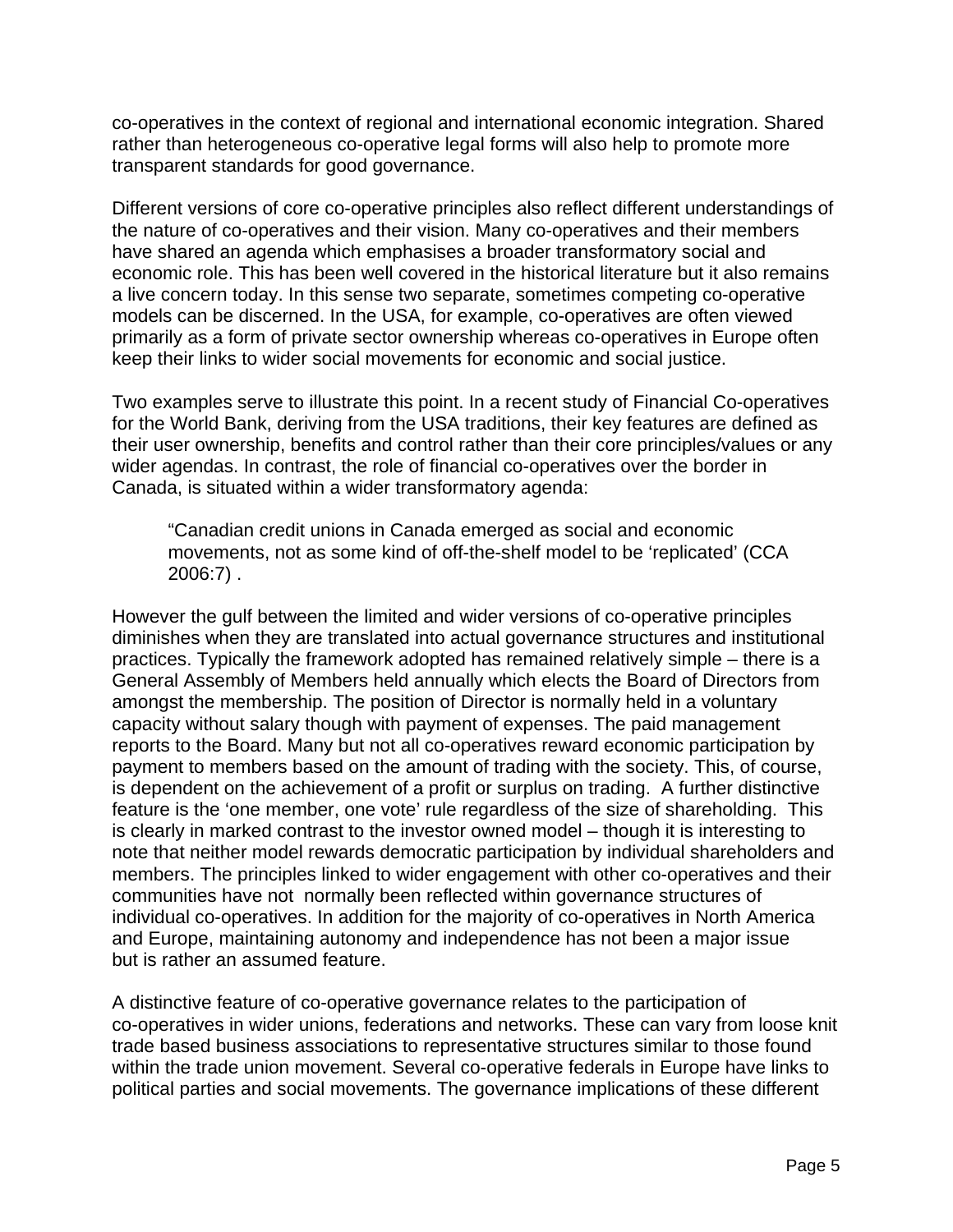co-operatives in the context of regional and international economic integration. Shared rather than heterogeneous co-operative legal forms will also help to promote more transparent standards for good governance.

Different versions of core co-operative principles also reflect different understandings of the nature of co-operatives and their vision. Many co-operatives and their members have shared an agenda which emphasises a broader transformatory social and economic role. This has been well covered in the historical literature but it also remains a live concern today. In this sense two separate, sometimes competing co-operative models can be discerned. In the USA, for example, co-operatives are often viewed primarily as a form of private sector ownership whereas co-operatives in Europe often keep their links to wider social movements for economic and social justice.

Two examples serve to illustrate this point. In a recent study of Financial Co-operatives for the World Bank, deriving from the USA traditions, their key features are defined as their user ownership, benefits and control rather than their core principles/values or any wider agendas. In contrast, the role of financial co-operatives over the border in Canada, is situated within a wider transformatory agenda:

> "Canadian credit unions in Canada emerged as social and economic movements, not as some kind of off-the-shelf model to be 'replicated' (CCA 2006:7) .

However the gulf between the limited and wider versions of co-operative principles diminishes when they are translated into actual governance structures and institutional practices. Typically the framework adopted has remained relatively simple – there is a General Assembly of Members held annually which elects the Board of Directors from amongst the membership. The position of Director is normally held in a voluntary capacity without salary though with payment of expenses. The paid management reports to the Board. Many but not all co-operatives reward economic participation by payment to members based on the amount of trading with the society. This, of course, is dependent on the achievement of a profit or surplus on trading. A further distinctive feature is the 'one member, one vote' rule regardless of the size of shareholding. This is clearly in marked contrast to the investor owned model – though it is interesting to note that neither model rewards democratic participation by individual shareholders and members. The principles linked to wider engagement with other co-operatives and their communities have not normally been reflected within governance structures of individual co-operatives. In addition for the majority of co-operatives in North America and Europe, maintaining autonomy and independence has not been a major issue but is rather an assumed feature.

A distinctive feature of co-operative governance relates to the participation of co-operatives in wider unions, federations and networks. These can vary from loose knit trade based business associations to representative structures similar to those found within the trade union movement. Several co-operative federals in Europe have links to political parties and social movements. The governance implications of these different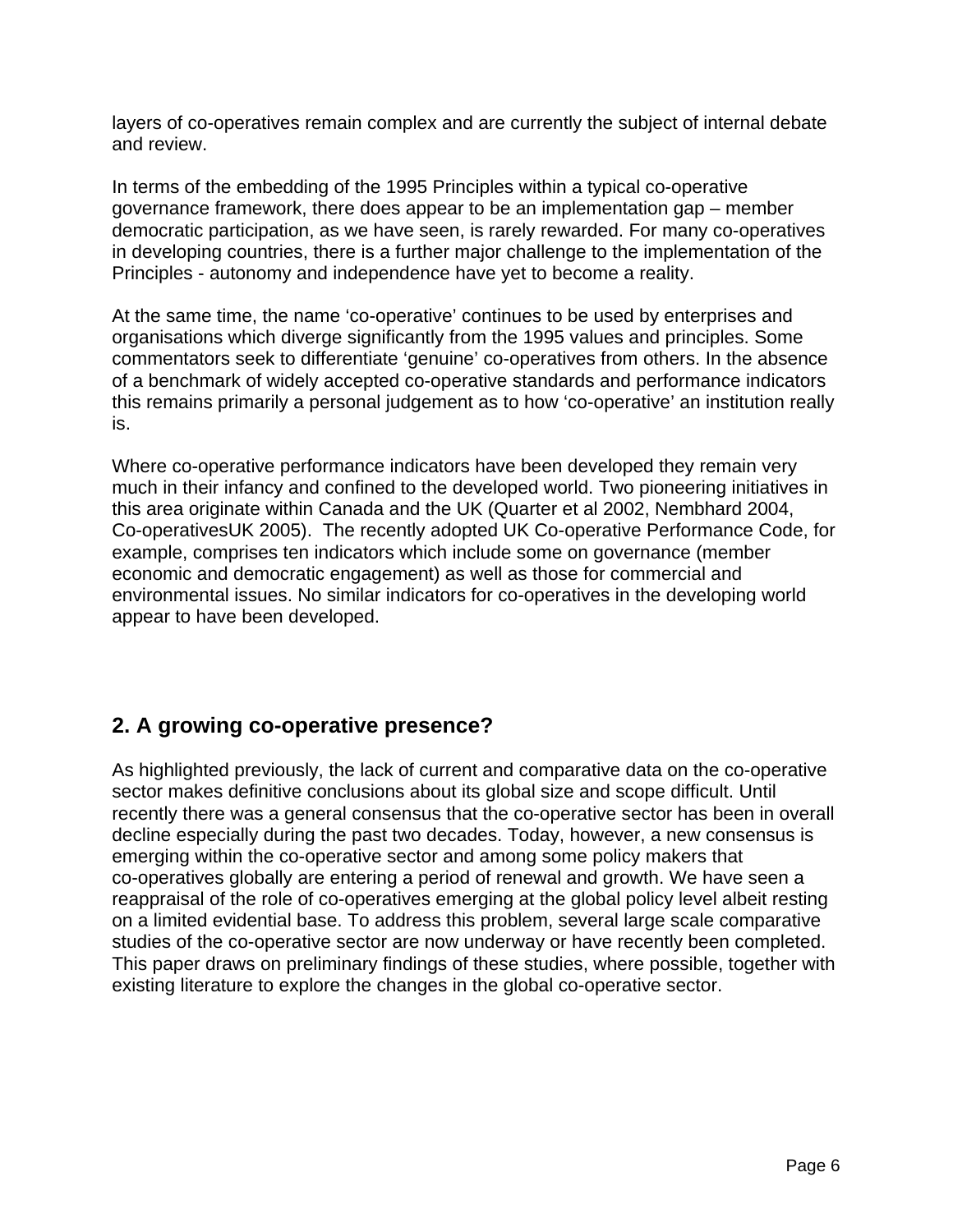layers of co-operatives remain complex and are currently the subject of internal debate and review.

In terms of the embedding of the 1995 Principles within a typical co-operative governance framework, there does appear to be an implementation gap – member democratic participation, as we have seen, is rarely rewarded. For many co-operatives in developing countries, there is a further major challenge to the implementation of the Principles - autonomy and independence have yet to become a reality.

At the same time, the name 'co-operative' continues to be used by enterprises and organisations which diverge significantly from the 1995 values and principles. Some commentators seek to differentiate 'genuine' co-operatives from others. In the absence of a benchmark of widely accepted co-operative standards and performance indicators this remains primarily a personal judgement as to how 'co-operative' an institution really is.

Where co-operative performance indicators have been developed they remain very much in their infancy and confined to the developed world. Two pioneering initiatives in this area originate within Canada and the UK (Quarter et al 2002, Nembhard 2004, Co-operativesUK 2005). The recently adopted UK Co-operative Performance Code, for example, comprises ten indicators which include some on governance (member economic and democratic engagement) as well as those for commercial and environmental issues. No similar indicators for co-operatives in the developing world appear to have been developed.

## 2. A growing co-operative presence?

As highlighted previously, the lack of current and comparative data on the co-operative sector makes definitive conclusions about its global size and scope difficult. Until recently there was a general consensus that the co-operative sector has been in overall decline especially during the past two decades. Today, however, a new consensus is emerging within the co-operative sector and among some policy makers that co-operatives globally are entering a period of renewal and growth. We have seen a reappraisal of the role of co-operatives emerging at the global policy level albeit resting on a limited evidential base. To address this problem, several large scale comparative studies of the co-operative sector are now underway or have recently been completed. This paper draws on preliminary findings of these studies, where possible, together with existing literature to explore the changes in the global co-operative sector.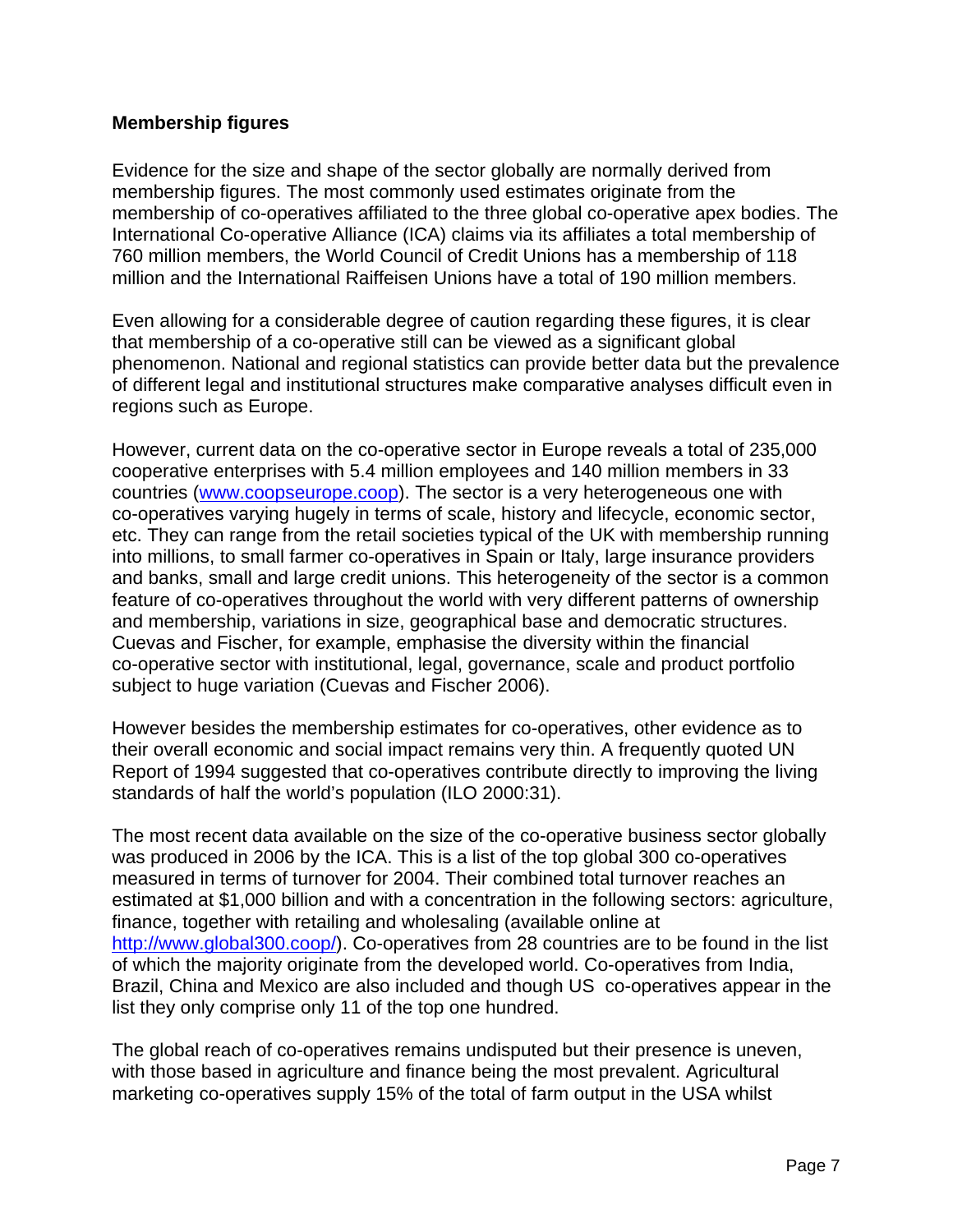## Membership figures

Evidence for the size and shape of the sector globally are normally derived from membership figures. The most commonly used estimates originate from the membership of co-operatives affiliated to the three global co-operative apex bodies. The International Co-operative Alliance (ICA) claims via its affiliates a total membership of 760 million members, the World Council of Credit Unions has a membership of 118 million and the International Raiffeisen Unions have a total of 190 million members.

Even allowing for a considerable degree of caution regarding these figures, it is clear that membership of a co-operative still can be viewed as a significant global phenomenon. National and regional statistics can provide better data but the prevalence of different legal and institutional structures make comparative analyses difficult even in regions such as Europe.

However, current data on the co-operative sector in Europe reveals a total of 235,000 cooperative enterprises with 5.4 million employees and 140 million members in 33 countries ([www.coopseurope.coop](www.coopseurope.coop)). The sector is a very heterogeneous one with co-operatives varying hugely in terms of scale, history and lifecycle, economic sector, etc. They can range from the retail societies typical of the UK with membership running into millions, to small farmer co-operatives in Spain or Italy, large insurance providers and banks, small and large credit unions. This heterogeneity of the sector is a common feature of co-operatives throughout the world with very different patterns of ownership and membership, variations in size, geographical base and democratic structures. Cuevas and Fischer, for example, emphasise the diversity within the financial co-operative sector with institutional, legal, governance, scale and product portfolio subject to huge variation (Cuevas and Fischer 2006).

However besides the membership estimates for co-operatives, other evidence as to their overall economic and social impact remains very thin. A frequently quoted UN Report of 1994 suggested that co-operatives contribute directly to improving the living standards of half the world's population (ILO 2000:31).

The most recent data available on the size of the co-operative business sector globally was produced in 2006 by the ICA. This is a list of the top global 300 co-operatives measured in terms of turnover for 2004. Their combined total turnover reaches an estimated at $1,000 billion and with a concentration in the following sectors: agriculture, finance, together with retailing and wholesaling (available online at [http://www.global300.coop/](http://www.global300.coop/)). Co-operatives from 28 countries are to be found in the list of which the majority originate from the developed world. Co-operatives from India, Brazil, China and Mexico are also included and though US co-operatives appear in the list they only comprise only 11 of the top one hundred.

The global reach of co-operatives remains undisputed but their presence is uneven, with those based in agriculture and finance being the most prevalent. Agricultural marketing co-operatives supply 15% of the total of farm output in the USA whilst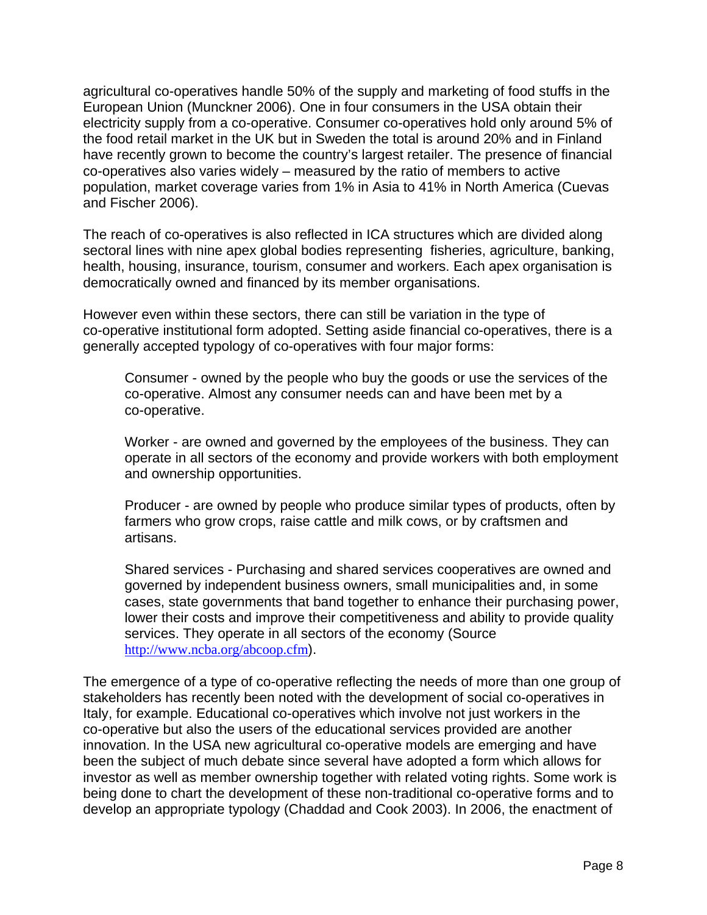agricultural co-operatives handle 50% of the supply and marketing of food stuffs in the European Union (Munckner 2006). One in four consumers in the USA obtain their electricity supply from a co-operative. Consumer co-operatives hold only around 5% of the food retail market in the UK but in Sweden the total is around 20% and in Finland have recently grown to become the country's largest retailer. The presence of financial co-operatives also varies widely – measured by the ratio of members to active population, market coverage varies from 1% in Asia to 41% in North America (Cuevas and Fischer 2006).

The reach of co-operatives is also reflected in ICA structures which are divided along sectoral lines with nine apex global bodies representing fisheries, agriculture, banking, health, housing, insurance, tourism, consumer and workers. Each apex organisation is democratically owned and financed by its member organisations.

However even within these sectors, there can still be variation in the type of co-operative institutional form adopted. Setting aside financial co-operatives, there is a generally accepted typology of co-operatives with four major forms:

> Consumer - owned by the people who buy the goods or use the services of the co-operative. Almost any consumer needs can and have been met by a co-operative.
>
> Worker - are owned and governed by the employees of the business. They can operate in all sectors of the economy and provide workers with both employment and ownership opportunities.
>
> Producer - are owned by people who produce similar types of products, often by farmers who grow crops, raise cattle and milk cows, or by craftsmen and artisans.
>
> Shared services - Purchasing and shared services cooperatives are owned and governed by independent business owners, small municipalities and, in some cases, state governments that band together to enhance their purchasing power, lower their costs and improve their competitiveness and ability to provide quality services. They operate in all sectors of the economy (Source http://www.ncba.org/abcoop.cfm).

The emergence of a type of co-operative reflecting the needs of more than one group of stakeholders has recently been noted with the development of social co-operatives in Italy, for example. Educational co-operatives which involve not just workers in the co-operative but also the users of the educational services provided are another innovation. In the USA new agricultural co-operative models are emerging and have been the subject of much debate since several have adopted a form which allows for investor as well as member ownership together with related voting rights. Some work is being done to chart the development of these non-traditional co-operative forms and to develop an appropriate typology (Chaddad and Cook 2003). In 2006, the enactment of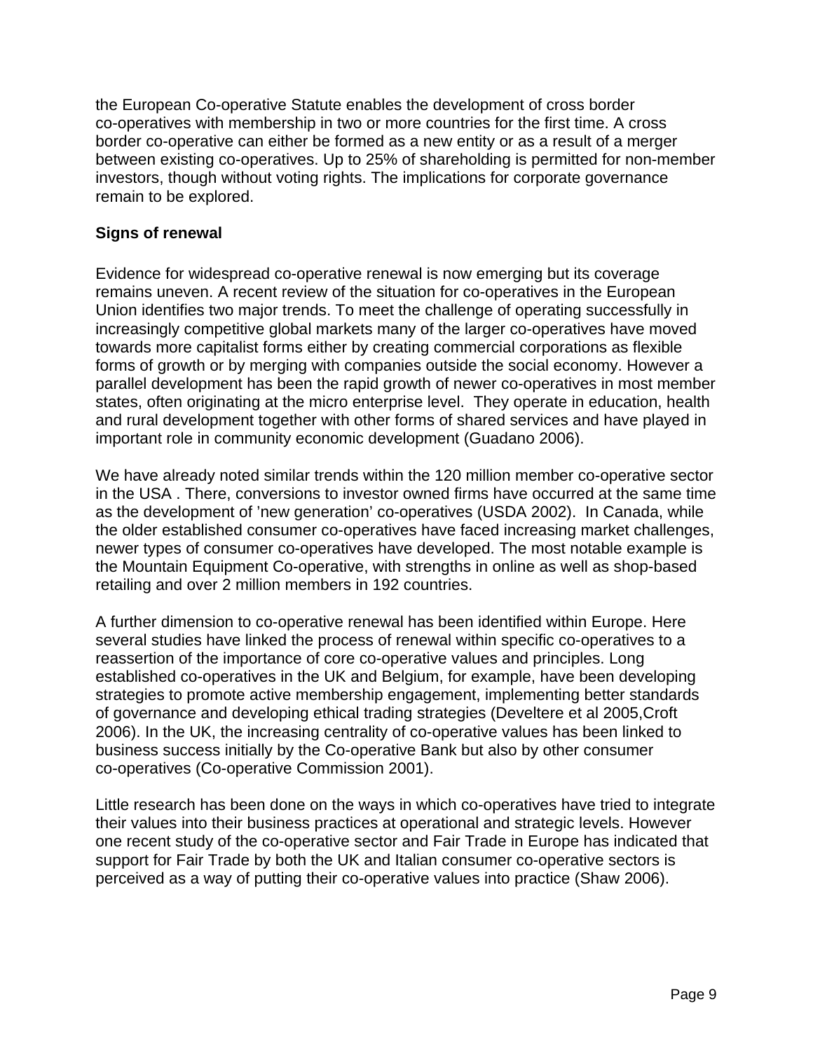the European Co-operative Statute enables the development of cross border co-operatives with membership in two or more countries for the first time. A cross border co-operative can either be formed as a new entity or as a result of a merger between existing co-operatives. Up to 25% of shareholding is permitted for non-member investors, though without voting rights. The implications for corporate governance remain to be explored.

**Signs of renewal**

Evidence for widespread co-operative renewal is now emerging but its coverage remains uneven. A recent review of the situation for co-operatives in the European Union identifies two major trends. To meet the challenge of operating successfully in increasingly competitive global markets many of the larger co-operatives have moved towards more capitalist forms either by creating commercial corporations as flexible forms of growth or by merging with companies outside the social economy. However a parallel development has been the rapid growth of newer co-operatives in most member states, often originating at the micro enterprise level. They operate in education, health and rural development together with other forms of shared services and have played in important role in community economic development (Guadano 2006).

We have already noted similar trends within the 120 million member co-operative sector in the USA . There, conversions to investor owned firms have occurred at the same time as the development of 'new generation' co-operatives (USDA 2002). In Canada, while the older established consumer co-operatives have faced increasing market challenges, newer types of consumer co-operatives have developed. The most notable example is the Mountain Equipment Co-operative, with strengths in online as well as shop-based retailing and over 2 million members in 192 countries.

A further dimension to co-operative renewal has been identified within Europe. Here several studies have linked the process of renewal within specific co-operatives to a reassertion of the importance of core co-operative values and principles. Long established co-operatives in the UK and Belgium, for example, have been developing strategies to promote active membership engagement, implementing better standards of governance and developing ethical trading strategies (Develtere et al 2005,Croft 2006). In the UK, the increasing centrality of co-operative values has been linked to business success initially by the Co-operative Bank but also by other consumer co-operatives (Co-operative Commission 2001).

Little research has been done on the ways in which co-operatives have tried to integrate their values into their business practices at operational and strategic levels. However one recent study of the co-operative sector and Fair Trade in Europe has indicated that support for Fair Trade by both the UK and Italian consumer co-operative sectors is perceived as a way of putting their co-operative values into practice (Shaw 2006).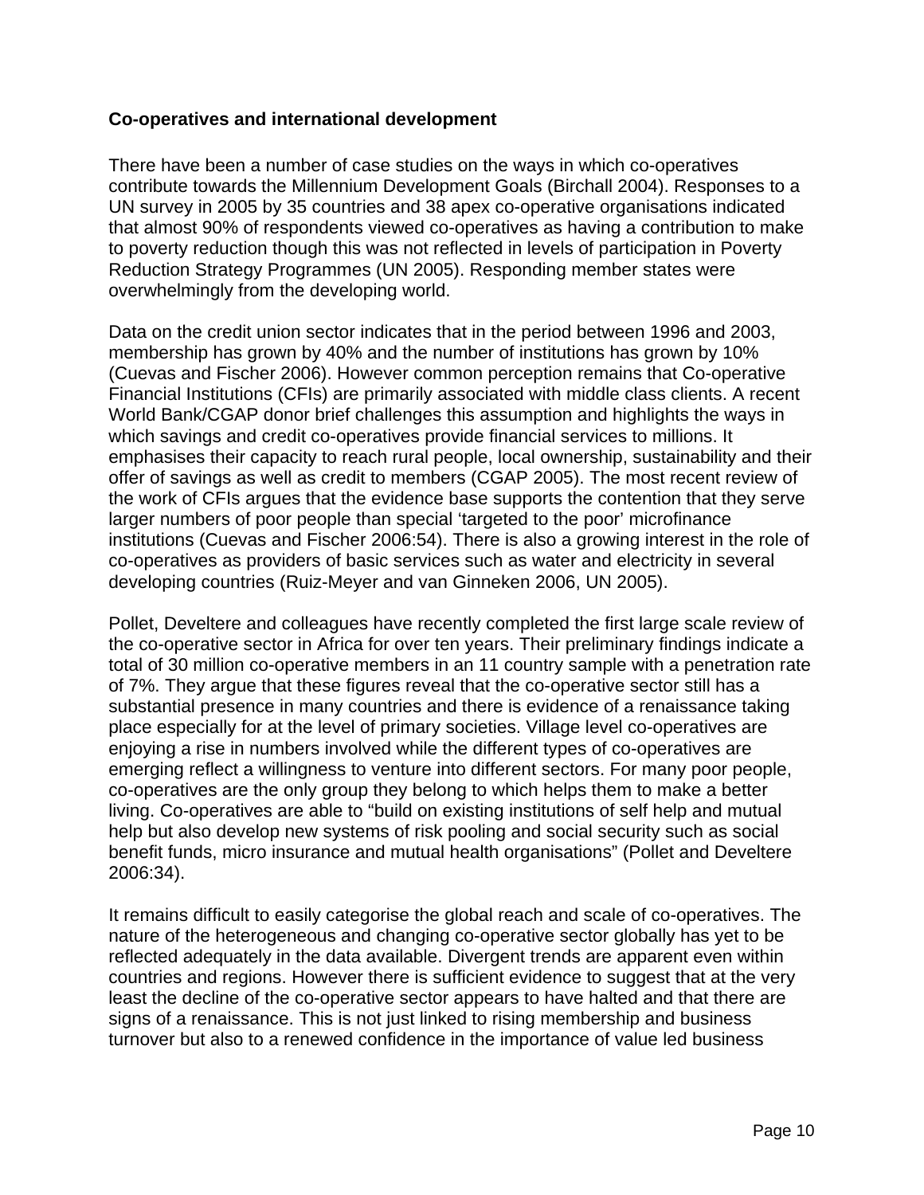**Co-operatives and international development**

There have been a number of case studies on the ways in which co-operatives contribute towards the Millennium Development Goals (Birchall 2004). Responses to a UN survey in 2005 by 35 countries and 38 apex co-operative organisations indicated that almost 90% of respondents viewed co-operatives as having a contribution to make to poverty reduction though this was not reflected in levels of participation in Poverty Reduction Strategy Programmes (UN 2005). Responding member states were overwhelmingly from the developing world.

Data on the credit union sector indicates that in the period between 1996 and 2003, membership has grown by 40% and the number of institutions has grown by 10% (Cuevas and Fischer 2006). However common perception remains that Co-operative Financial Institutions (CFIs) are primarily associated with middle class clients. A recent World Bank/CGAP donor brief challenges this assumption and highlights the ways in which savings and credit co-operatives provide financial services to millions. It emphasises their capacity to reach rural people, local ownership, sustainability and their offer of savings as well as credit to members (CGAP 2005). The most recent review of the work of CFIs argues that the evidence base supports the contention that they serve larger numbers of poor people than special 'targeted to the poor' microfinance institutions (Cuevas and Fischer 2006:54). There is also a growing interest in the role of co-operatives as providers of basic services such as water and electricity in several developing countries (Ruiz-Meyer and van Ginneken 2006, UN 2005).

Pollet, Develtere and colleagues have recently completed the first large scale review of the co-operative sector in Africa for over ten years. Their preliminary findings indicate a total of 30 million co-operative members in an 11 country sample with a penetration rate of 7%. They argue that these figures reveal that the co-operative sector still has a substantial presence in many countries and there is evidence of a renaissance taking place especially for at the level of primary societies. Village level co-operatives are enjoying a rise in numbers involved while the different types of co-operatives are emerging reflect a willingness to venture into different sectors. For many poor people, co-operatives are the only group they belong to which helps them to make a better living. Co-operatives are able to "build on existing institutions of self help and mutual help but also develop new systems of risk pooling and social security such as social benefit funds, micro insurance and mutual health organisations" (Pollet and Develtere 2006:34).

It remains difficult to easily categorise the global reach and scale of co-operatives. The nature of the heterogeneous and changing co-operative sector globally has yet to be reflected adequately in the data available. Divergent trends are apparent even within countries and regions. However there is sufficient evidence to suggest that at the very least the decline of the co-operative sector appears to have halted and that there are signs of a renaissance. This is not just linked to rising membership and business turnover but also to a renewed confidence in the importance of value led business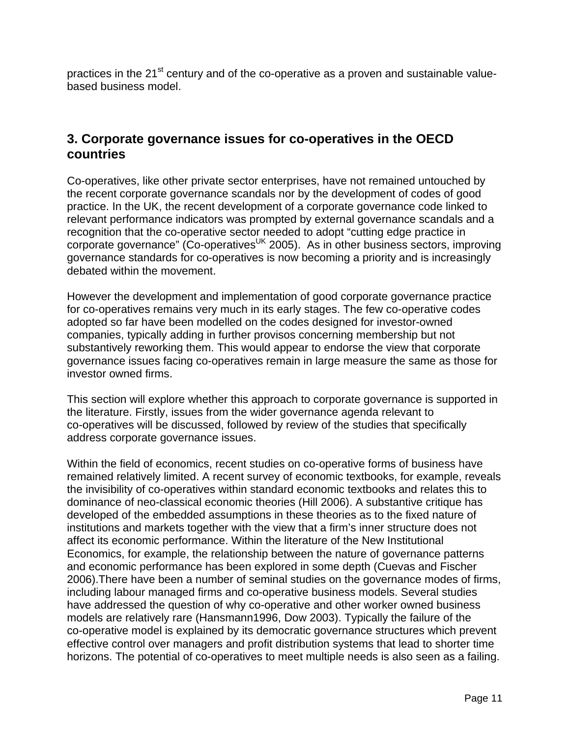practices in the 21st century and of the co-operative as a proven and sustainable value-based business model.

## 3. Corporate governance issues for co-operatives in the OECD countries

Co-operatives, like other private sector enterprises, have not remained untouched by the recent corporate governance scandals nor by the development of codes of good practice. In the UK, the recent development of a corporate governance code linked to relevant performance indicators was prompted by external governance scandals and a recognition that the co-operative sector needed to adopt "cutting edge practice in corporate governance" (Co-operatives$^{UK}$ 2005). As in other business sectors, improving governance standards for co-operatives is now becoming a priority and is increasingly debated within the movement.

However the development and implementation of good corporate governance practice for co-operatives remains very much in its early stages. The few co-operative codes adopted so far have been modelled on the codes designed for investor-owned companies, typically adding in further provisos concerning membership but not substantively reworking them. This would appear to endorse the view that corporate governance issues facing co-operatives remain in large measure the same as those for investor owned firms.

This section will explore whether this approach to corporate governance is supported in the literature. Firstly, issues from the wider governance agenda relevant to co-operatives will be discussed, followed by review of the studies that specifically address corporate governance issues.

Within the field of economics, recent studies on co-operative forms of business have remained relatively limited. A recent survey of economic textbooks, for example, reveals the invisibility of co-operatives within standard economic textbooks and relates this to dominance of neo-classical economic theories (Hill 2006). A substantive critique has developed of the embedded assumptions in these theories as to the fixed nature of institutions and markets together with the view that a firm's inner structure does not affect its economic performance. Within the literature of the New Institutional Economics, for example, the relationship between the nature of governance patterns and economic performance has been explored in some depth (Cuevas and Fischer 2006).There have been a number of seminal studies on the governance modes of firms, including labour managed firms and co-operative business models. Several studies have addressed the question of why co-operative and other worker owned business models are relatively rare (Hansmann1996, Dow 2003). Typically the failure of the co-operative model is explained by its democratic governance structures which prevent effective control over managers and profit distribution systems that lead to shorter time horizons. The potential of co-operatives to meet multiple needs is also seen as a failing.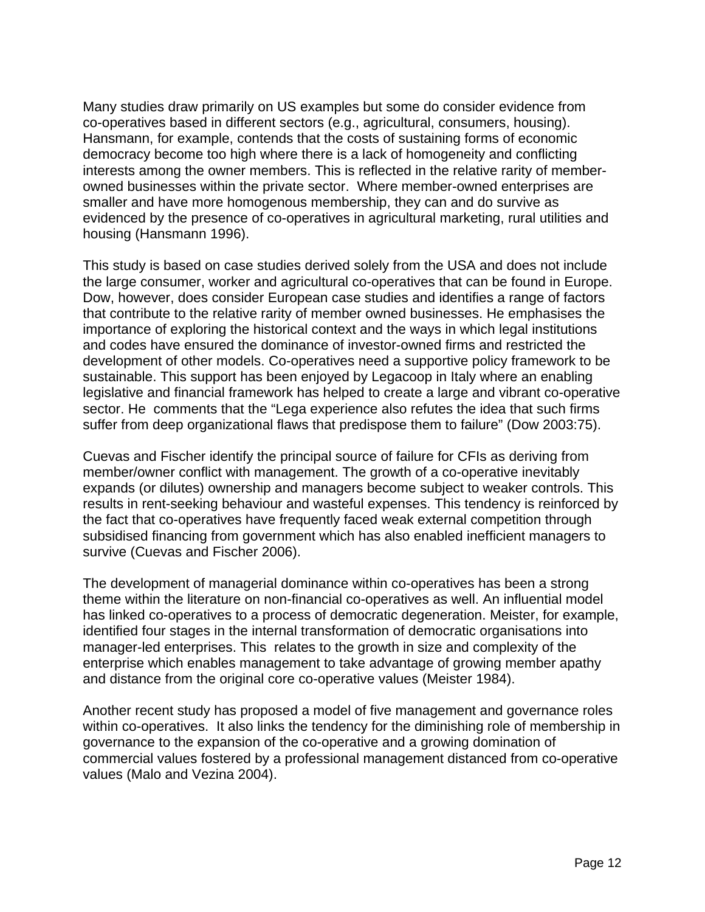Many studies draw primarily on US examples but some do consider evidence from co-operatives based in different sectors (e.g., agricultural, consumers, housing). Hansmann, for example, contends that the costs of sustaining forms of economic democracy become too high where there is a lack of homogeneity and conflicting interests among the owner members. This is reflected in the relative rarity of member-owned businesses within the private sector. Where member-owned enterprises are smaller and have more homogenous membership, they can and do survive as evidenced by the presence of co-operatives in agricultural marketing, rural utilities and housing (Hansmann 1996).

This study is based on case studies derived solely from the USA and does not include the large consumer, worker and agricultural co-operatives that can be found in Europe. Dow, however, does consider European case studies and identifies a range of factors that contribute to the relative rarity of member owned businesses. He emphasises the importance of exploring the historical context and the ways in which legal institutions and codes have ensured the dominance of investor-owned firms and restricted the development of other models. Co-operatives need a supportive policy framework to be sustainable. This support has been enjoyed by Legacoop in Italy where an enabling legislative and financial framework has helped to create a large and vibrant co-operative sector. He comments that the “Lega experience also refutes the idea that such firms suffer from deep organizational flaws that predispose them to failure” (Dow 2003:75).

Cuevas and Fischer identify the principal source of failure for CFIs as deriving from member/owner conflict with management. The growth of a co-operative inevitably expands (or dilutes) ownership and managers become subject to weaker controls. This results in rent-seeking behaviour and wasteful expenses. This tendency is reinforced by the fact that co-operatives have frequently faced weak external competition through subsidised financing from government which has also enabled inefficient managers to survive (Cuevas and Fischer 2006).

The development of managerial dominance within co-operatives has been a strong theme within the literature on non-financial co-operatives as well. An influential model has linked co-operatives to a process of democratic degeneration. Meister, for example, identified four stages in the internal transformation of democratic organisations into manager-led enterprises. This relates to the growth in size and complexity of the enterprise which enables management to take advantage of growing member apathy and distance from the original core co-operative values (Meister 1984).

Another recent study has proposed a model of five management and governance roles within co-operatives. It also links the tendency for the diminishing role of membership in governance to the expansion of the co-operative and a growing domination of commercial values fostered by a professional management distanced from co-operative values (Malo and Vezina 2004).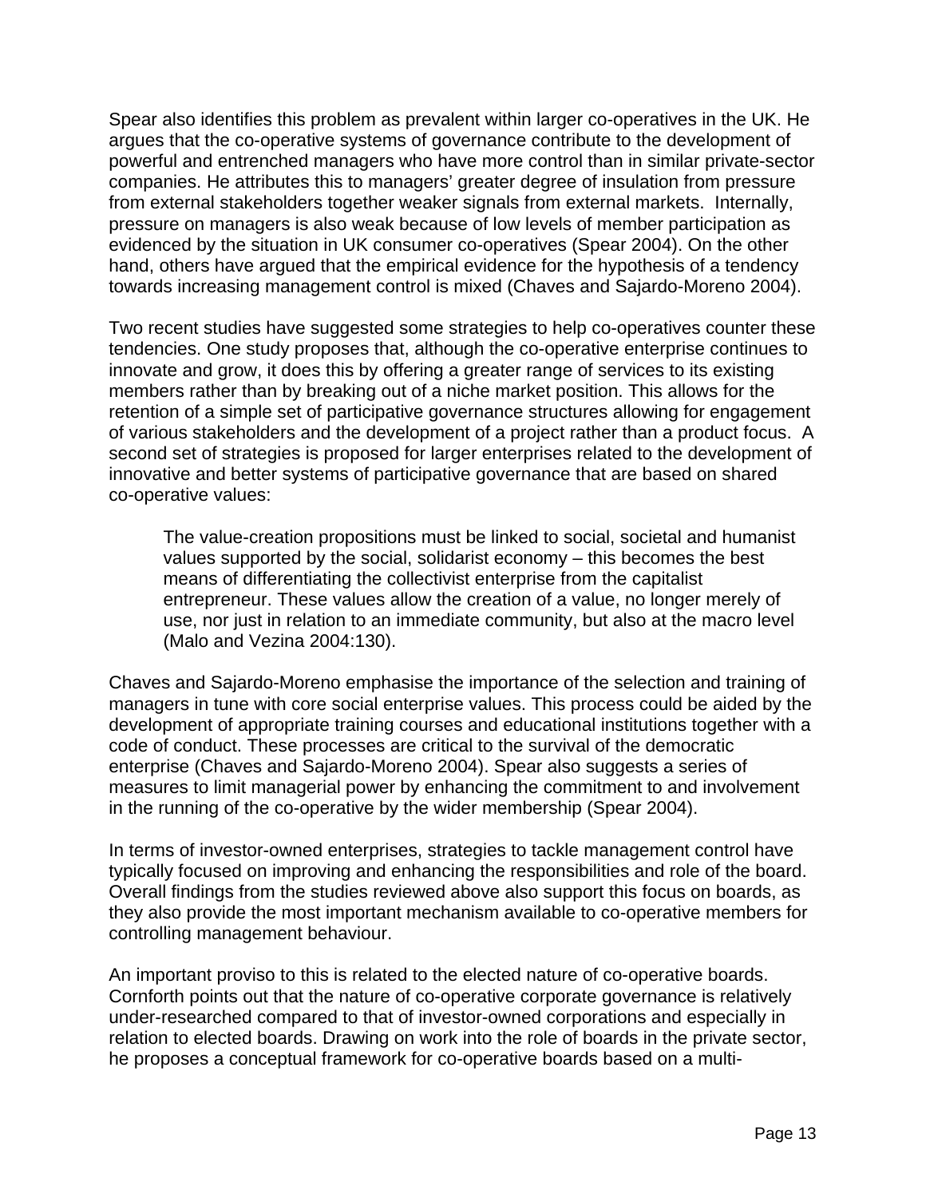Spear also identifies this problem as prevalent within larger co-operatives in the UK. He argues that the co-operative systems of governance contribute to the development of powerful and entrenched managers who have more control than in similar private-sector companies. He attributes this to managers' greater degree of insulation from pressure from external stakeholders together weaker signals from external markets. Internally, pressure on managers is also weak because of low levels of member participation as evidenced by the situation in UK consumer co-operatives (Spear 2004). On the other hand, others have argued that the empirical evidence for the hypothesis of a tendency towards increasing management control is mixed (Chaves and Sajardo-Moreno 2004).

Two recent studies have suggested some strategies to help co-operatives counter these tendencies. One study proposes that, although the co-operative enterprise continues to innovate and grow, it does this by offering a greater range of services to its existing members rather than by breaking out of a niche market position. This allows for the retention of a simple set of participative governance structures allowing for engagement of various stakeholders and the development of a project rather than a product focus. A second set of strategies is proposed for larger enterprises related to the development of innovative and better systems of participative governance that are based on shared co-operative values:

> The value-creation propositions must be linked to social, societal and humanist values supported by the social, solidarist economy – this becomes the best means of differentiating the collectivist enterprise from the capitalist entrepreneur. These values allow the creation of a value, no longer merely of use, nor just in relation to an immediate community, but also at the macro level (Malo and Vezina 2004:130).

Chaves and Sajardo-Moreno emphasise the importance of the selection and training of managers in tune with core social enterprise values. This process could be aided by the development of appropriate training courses and educational institutions together with a code of conduct. These processes are critical to the survival of the democratic enterprise (Chaves and Sajardo-Moreno 2004). Spear also suggests a series of measures to limit managerial power by enhancing the commitment to and involvement in the running of the co-operative by the wider membership (Spear 2004).

In terms of investor-owned enterprises, strategies to tackle management control have typically focused on improving and enhancing the responsibilities and role of the board. Overall findings from the studies reviewed above also support this focus on boards, as they also provide the most important mechanism available to co-operative members for controlling management behaviour.

An important proviso to this is related to the elected nature of co-operative boards. Cornforth points out that the nature of co-operative corporate governance is relatively under-researched compared to that of investor-owned corporations and especially in relation to elected boards. Drawing on work into the role of boards in the private sector, he proposes a conceptual framework for co-operative boards based on a multi-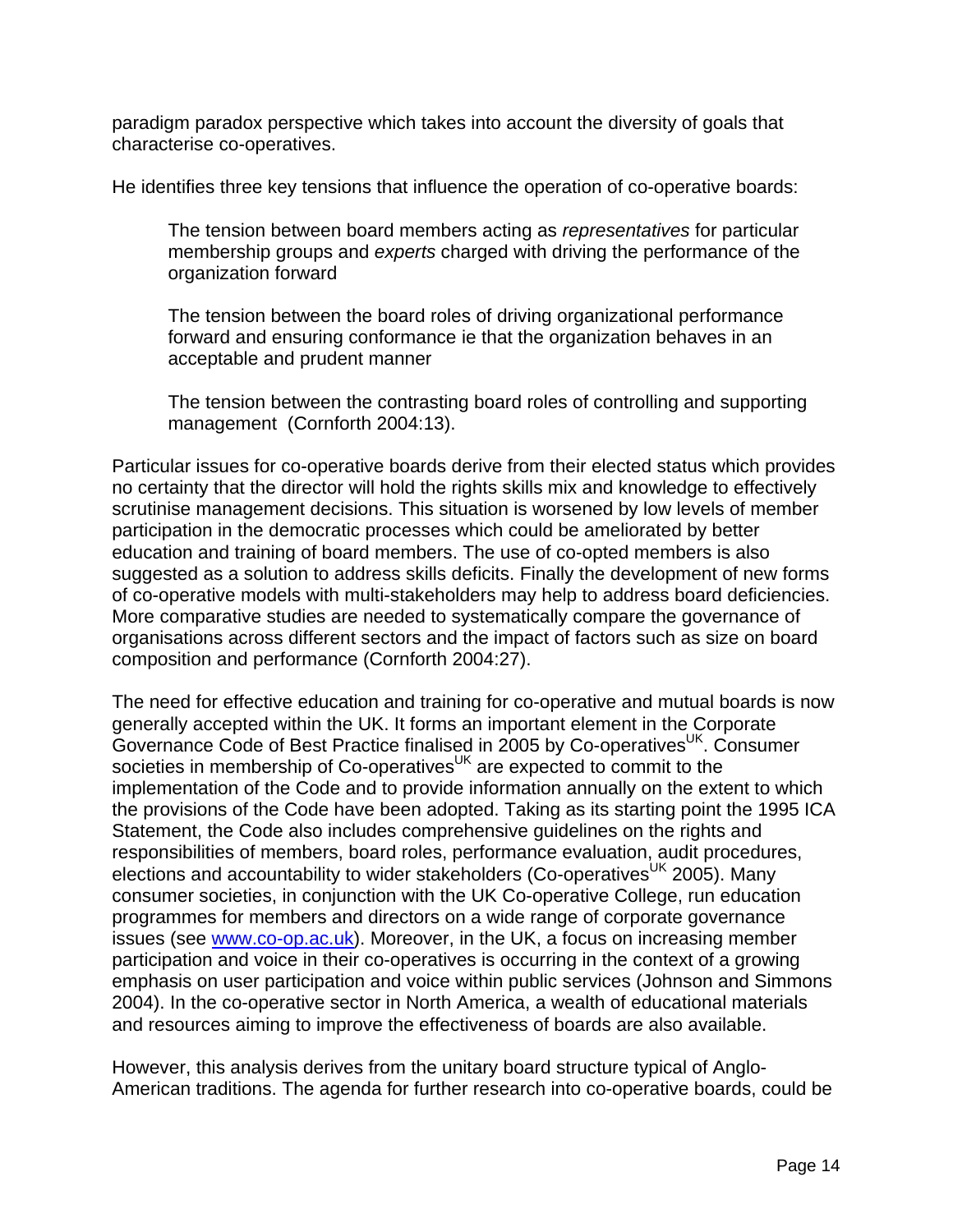paradigm paradox perspective which takes into account the diversity of goals that characterise co-operatives.

He identifies three key tensions that influence the operation of co-operative boards:

> The tension between board members acting as *representatives* for particular membership groups and *experts* charged with driving the performance of the organization forward
>
> The tension between the board roles of driving organizational performance forward and ensuring conformance ie that the organization behaves in an acceptable and prudent manner
>
> The tension between the contrasting board roles of controlling and supporting management (Cornforth 2004:13).

Particular issues for co-operative boards derive from their elected status which provides no certainty that the director will hold the rights skills mix and knowledge to effectively scrutinise management decisions. This situation is worsened by low levels of member participation in the democratic processes which could be ameliorated by better education and training of board members. The use of co-opted members is also suggested as a solution to address skills deficits. Finally the development of new forms of co-operative models with multi-stakeholders may help to address board deficiencies. More comparative studies are needed to systematically compare the governance of organisations across different sectors and the impact of factors such as size on board composition and performance (Cornforth 2004:27).

The need for effective education and training for co-operative and mutual boards is now generally accepted within the UK. It forms an important element in the Corporate Governance Code of Best Practice finalised in 2005 by Co-operatives[UK]. Consumer societies in membership of Co-operatives[UK] are expected to commit to the implementation of the Code and to provide information annually on the extent to which the provisions of the Code have been adopted. Taking as its starting point the 1995 ICA Statement, the Code also includes comprehensive guidelines on the rights and responsibilities of members, board roles, performance evaluation, audit procedures, elections and accountability to wider stakeholders (Co-operatives[UK] 2005). Many consumer societies, in conjunction with the UK Co-operative College, run education programmes for members and directors on a wide range of corporate governance issues (see www.co-op.ac.uk). Moreover, in the UK, a focus on increasing member participation and voice in their co-operatives is occurring in the context of a growing emphasis on user participation and voice within public services (Johnson and Simmons 2004). In the co-operative sector in North America, a wealth of educational materials and resources aiming to improve the effectiveness of boards are also available.

However, this analysis derives from the unitary board structure typical of Anglo-American traditions. The agenda for further research into co-operative boards, could be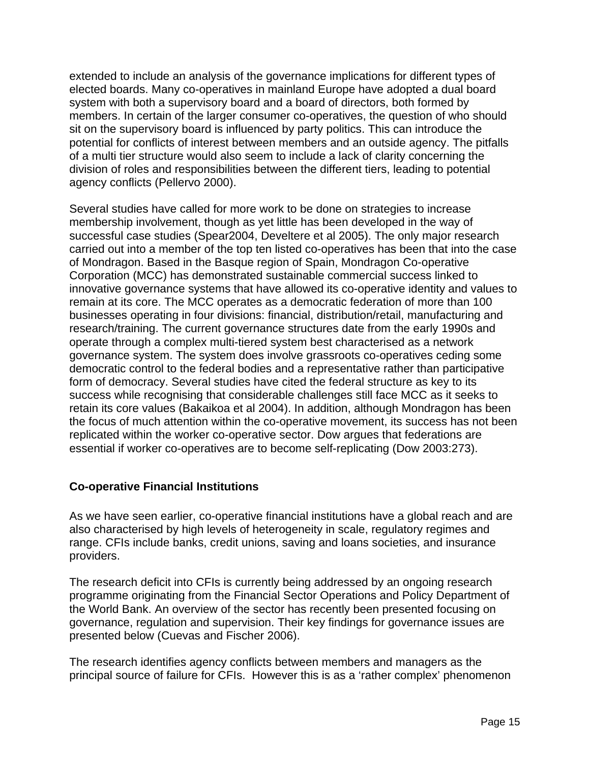extended to include an analysis of the governance implications for different types of elected boards. Many co-operatives in mainland Europe have adopted a dual board system with both a supervisory board and a board of directors, both formed by members. In certain of the larger consumer co-operatives, the question of who should sit on the supervisory board is influenced by party politics. This can introduce the potential for conflicts of interest between members and an outside agency. The pitfalls of a multi tier structure would also seem to include a lack of clarity concerning the division of roles and responsibilities between the different tiers, leading to potential agency conflicts (Pellervo 2000).

Several studies have called for more work to be done on strategies to increase membership involvement, though as yet little has been developed in the way of successful case studies (Spear2004, Develtere et al 2005). The only major research carried out into a member of the top ten listed co-operatives has been that into the case of Mondragon. Based in the Basque region of Spain, Mondragon Co-operative Corporation (MCC) has demonstrated sustainable commercial success linked to innovative governance systems that have allowed its co-operative identity and values to remain at its core. The MCC operates as a democratic federation of more than 100 businesses operating in four divisions: financial, distribution/retail, manufacturing and research/training. The current governance structures date from the early 1990s and operate through a complex multi-tiered system best characterised as a network governance system. The system does involve grassroots co-operatives ceding some democratic control to the federal bodies and a representative rather than participative form of democracy. Several studies have cited the federal structure as key to its success while recognising that considerable challenges still face MCC as it seeks to retain its core values (Bakaikoa et al 2004). In addition, although Mondragon has been the focus of much attention within the co-operative movement, its success has not been replicated within the worker co-operative sector. Dow argues that federations are essential if worker co-operatives are to become self-replicating (Dow 2003:273).

## Co-operative Financial Institutions

As we have seen earlier, co-operative financial institutions have a global reach and are also characterised by high levels of heterogeneity in scale, regulatory regimes and range. CFIs include banks, credit unions, saving and loans societies, and insurance providers.

The research deficit into CFIs is currently being addressed by an ongoing research programme originating from the Financial Sector Operations and Policy Department of the World Bank. An overview of the sector has recently been presented focusing on governance, regulation and supervision. Their key findings for governance issues are presented below (Cuevas and Fischer 2006).

The research identifies agency conflicts between members and managers as the principal source of failure for CFIs. However this is as a 'rather complex' phenomenon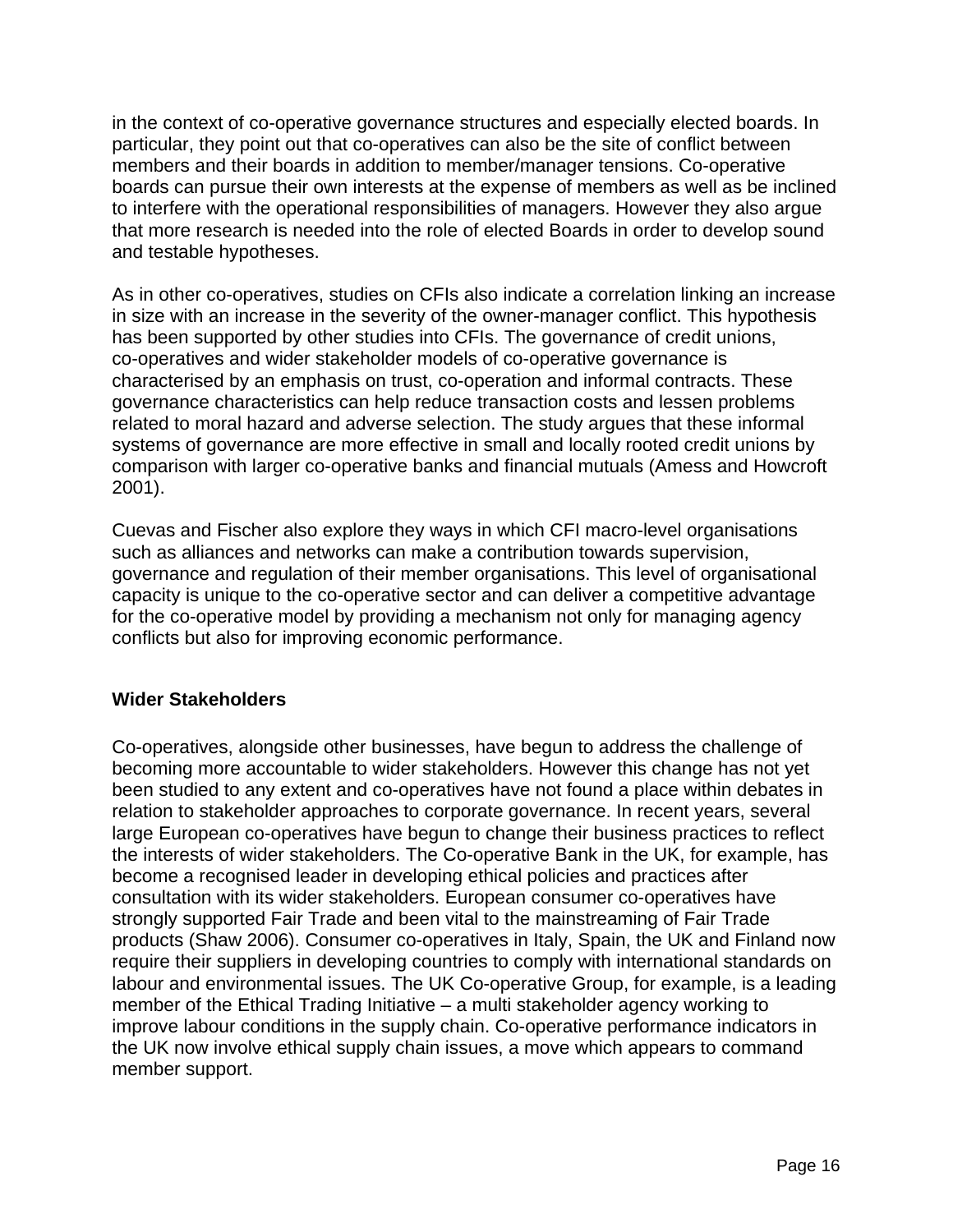in the context of co-operative governance structures and especially elected boards. In particular, they point out that co-operatives can also be the site of conflict between members and their boards in addition to member/manager tensions. Co-operative boards can pursue their own interests at the expense of members as well as be inclined to interfere with the operational responsibilities of managers. However they also argue that more research is needed into the role of elected Boards in order to develop sound and testable hypotheses.

As in other co-operatives, studies on CFIs also indicate a correlation linking an increase in size with an increase in the severity of the owner-manager conflict. This hypothesis has been supported by other studies into CFIs. The governance of credit unions, co-operatives and wider stakeholder models of co-operative governance is characterised by an emphasis on trust, co-operation and informal contracts. These governance characteristics can help reduce transaction costs and lessen problems related to moral hazard and adverse selection. The study argues that these informal systems of governance are more effective in small and locally rooted credit unions by comparison with larger co-operative banks and financial mutuals (Amess and Howcroft 2001).

Cuevas and Fischer also explore they ways in which CFI macro-level organisations such as alliances and networks can make a contribution towards supervision, governance and regulation of their member organisations. This level of organisational capacity is unique to the co-operative sector and can deliver a competitive advantage for the co-operative model by providing a mechanism not only for managing agency conflicts but also for improving economic performance.

## Wider Stakeholders

Co-operatives, alongside other businesses, have begun to address the challenge of becoming more accountable to wider stakeholders. However this change has not yet been studied to any extent and co-operatives have not found a place within debates in relation to stakeholder approaches to corporate governance. In recent years, several large European co-operatives have begun to change their business practices to reflect the interests of wider stakeholders. The Co-operative Bank in the UK, for example, has become a recognised leader in developing ethical policies and practices after consultation with its wider stakeholders. European consumer co-operatives have strongly supported Fair Trade and been vital to the mainstreaming of Fair Trade products (Shaw 2006). Consumer co-operatives in Italy, Spain, the UK and Finland now require their suppliers in developing countries to comply with international standards on labour and environmental issues. The UK Co-operative Group, for example, is a leading member of the Ethical Trading Initiative – a multi stakeholder agency working to improve labour conditions in the supply chain. Co-operative performance indicators in the UK now involve ethical supply chain issues, a move which appears to command member support.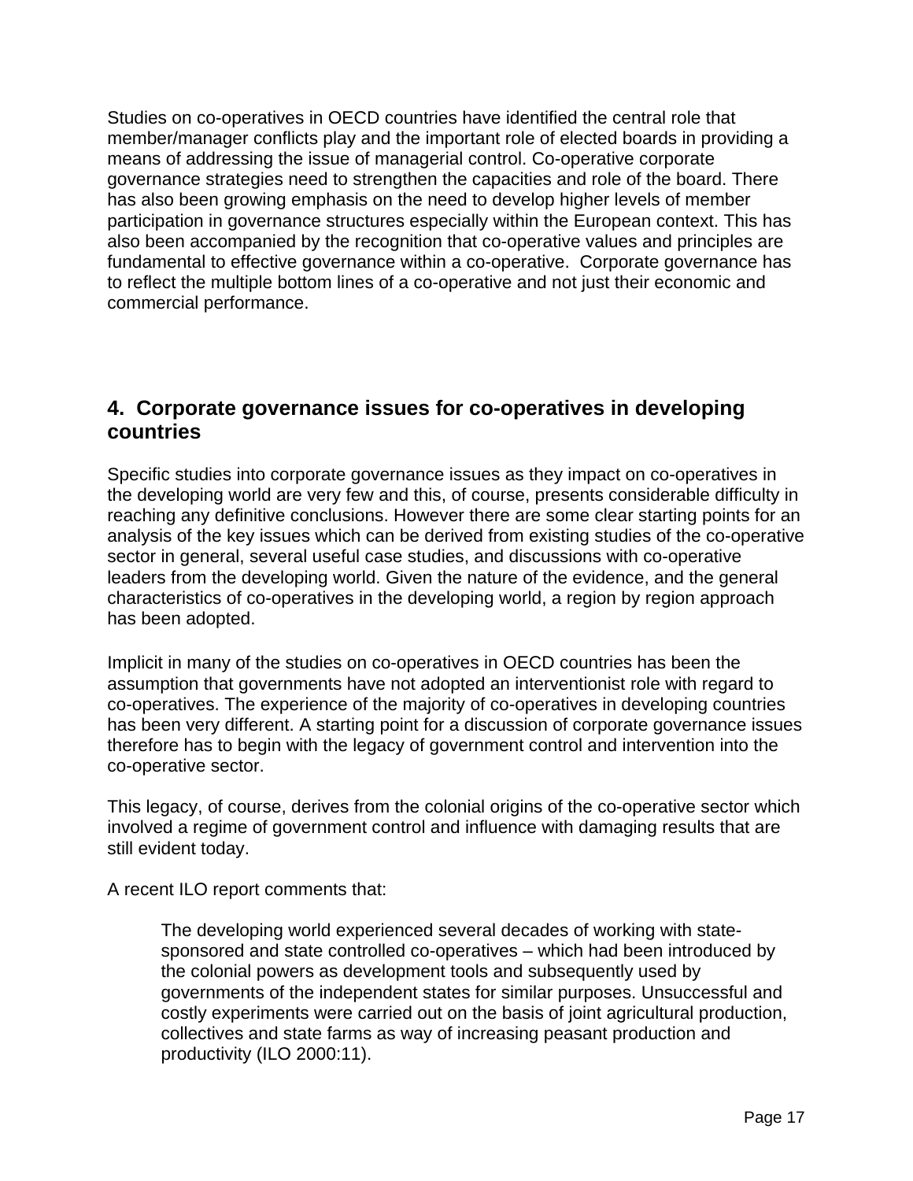Studies on co-operatives in OECD countries have identified the central role that member/manager conflicts play and the important role of elected boards in providing a means of addressing the issue of managerial control. Co-operative corporate governance strategies need to strengthen the capacities and role of the board. There has also been growing emphasis on the need to develop higher levels of member participation in governance structures especially within the European context. This has also been accompanied by the recognition that co-operative values and principles are fundamental to effective governance within a co-operative. Corporate governance has to reflect the multiple bottom lines of a co-operative and not just their economic and commercial performance.

## 4. Corporate governance issues for co-operatives in developing countries

Specific studies into corporate governance issues as they impact on co-operatives in the developing world are very few and this, of course, presents considerable difficulty in reaching any definitive conclusions. However there are some clear starting points for an analysis of the key issues which can be derived from existing studies of the co-operative sector in general, several useful case studies, and discussions with co-operative leaders from the developing world. Given the nature of the evidence, and the general characteristics of co-operatives in the developing world, a region by region approach has been adopted.

Implicit in many of the studies on co-operatives in OECD countries has been the assumption that governments have not adopted an interventionist role with regard to co-operatives. The experience of the majority of co-operatives in developing countries has been very different. A starting point for a discussion of corporate governance issues therefore has to begin with the legacy of government control and intervention into the co-operative sector.

This legacy, of course, derives from the colonial origins of the co-operative sector which involved a regime of government control and influence with damaging results that are still evident today.

A recent ILO report comments that:

> The developing world experienced several decades of working with state-sponsored and state controlled co-operatives – which had been introduced by the colonial powers as development tools and subsequently used by governments of the independent states for similar purposes. Unsuccessful and costly experiments were carried out on the basis of joint agricultural production, collectives and state farms as way of increasing peasant production and productivity (ILO 2000:11).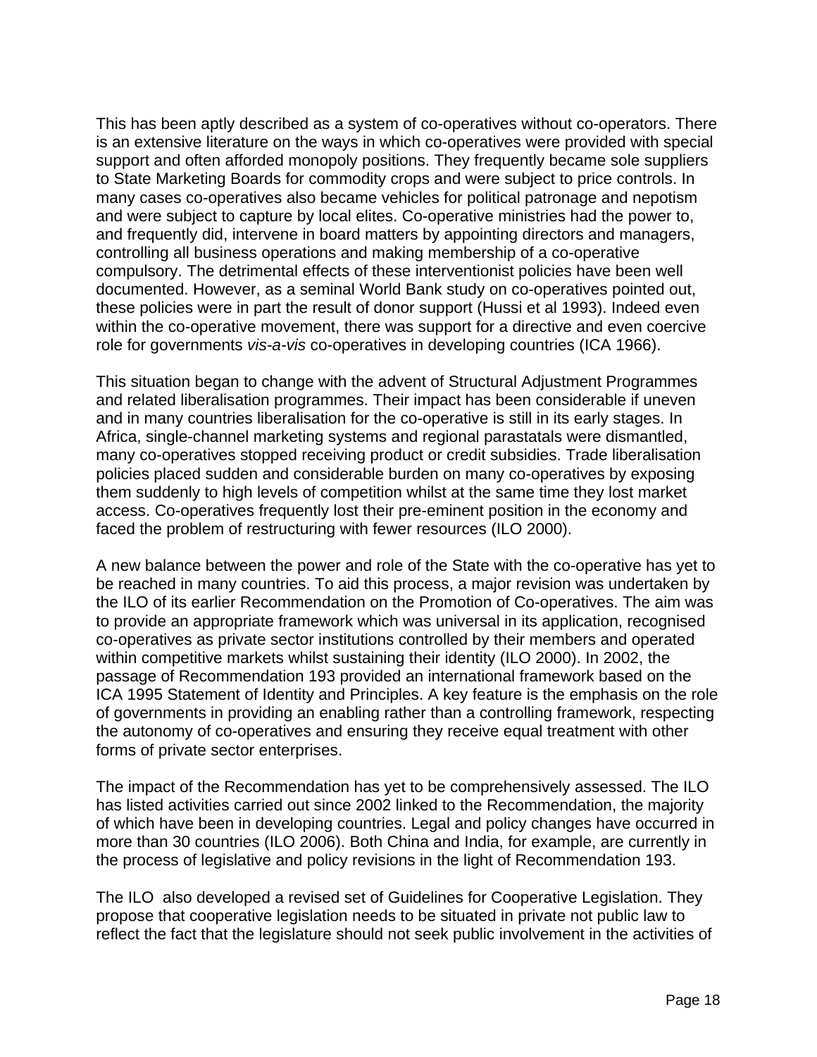This has been aptly described as a system of co-operatives without co-operators. There is an extensive literature on the ways in which co-operatives were provided with special support and often afforded monopoly positions. They frequently became sole suppliers to State Marketing Boards for commodity crops and were subject to price controls. In many cases co-operatives also became vehicles for political patronage and nepotism and were subject to capture by local elites. Co-operative ministries had the power to, and frequently did, intervene in board matters by appointing directors and managers, controlling all business operations and making membership of a co-operative compulsory. The detrimental effects of these interventionist policies have been well documented. However, as a seminal World Bank study on co-operatives pointed out, these policies were in part the result of donor support (Hussi et al 1993). Indeed even within the co-operative movement, there was support for a directive and even coercive role for governments *vis-a-vis* co-operatives in developing countries (ICA 1966).

This situation began to change with the advent of Structural Adjustment Programmes and related liberalisation programmes. Their impact has been considerable if uneven and in many countries liberalisation for the co-operative is still in its early stages. In Africa, single-channel marketing systems and regional parastatals were dismantled, many co-operatives stopped receiving product or credit subsidies. Trade liberalisation policies placed sudden and considerable burden on many co-operatives by exposing them suddenly to high levels of competition whilst at the same time they lost market access. Co-operatives frequently lost their pre-eminent position in the economy and faced the problem of restructuring with fewer resources (ILO 2000).

A new balance between the power and role of the State with the co-operative has yet to be reached in many countries. To aid this process, a major revision was undertaken by the ILO of its earlier Recommendation on the Promotion of Co-operatives. The aim was to provide an appropriate framework which was universal in its application, recognised co-operatives as private sector institutions controlled by their members and operated within competitive markets whilst sustaining their identity (ILO 2000). In 2002, the passage of Recommendation 193 provided an international framework based on the ICA 1995 Statement of Identity and Principles. A key feature is the emphasis on the role of governments in providing an enabling rather than a controlling framework, respecting the autonomy of co-operatives and ensuring they receive equal treatment with other forms of private sector enterprises.

The impact of the Recommendation has yet to be comprehensively assessed. The ILO has listed activities carried out since 2002 linked to the Recommendation, the majority of which have been in developing countries. Legal and policy changes have occurred in more than 30 countries (ILO 2006). Both China and India, for example, are currently in the process of legislative and policy revisions in the light of Recommendation 193.

The ILO also developed a revised set of Guidelines for Cooperative Legislation. They propose that cooperative legislation needs to be situated in private not public law to reflect the fact that the legislature should not seek public involvement in the activities of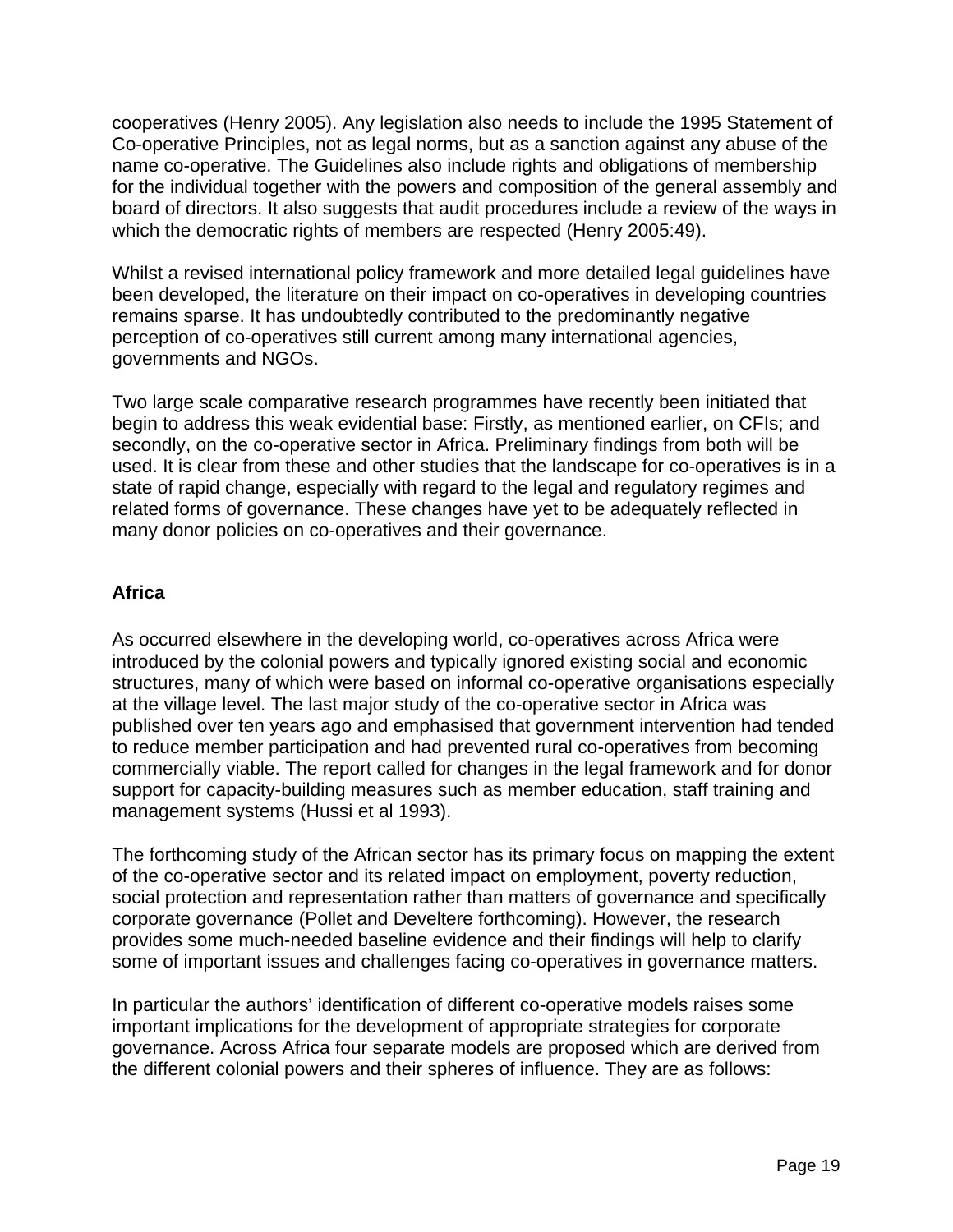cooperatives (Henry 2005). Any legislation also needs to include the 1995 Statement of Co-operative Principles, not as legal norms, but as a sanction against any abuse of the name co-operative. The Guidelines also include rights and obligations of membership for the individual together with the powers and composition of the general assembly and board of directors. It also suggests that audit procedures include a review of the ways in which the democratic rights of members are respected (Henry 2005:49).

Whilst a revised international policy framework and more detailed legal guidelines have been developed, the literature on their impact on co-operatives in developing countries remains sparse. It has undoubtedly contributed to the predominantly negative perception of co-operatives still current among many international agencies, governments and NGOs.

Two large scale comparative research programmes have recently been initiated that begin to address this weak evidential base: Firstly, as mentioned earlier, on CFIs; and secondly, on the co-operative sector in Africa. Preliminary findings from both will be used. It is clear from these and other studies that the landscape for co-operatives is in a state of rapid change, especially with regard to the legal and regulatory regimes and related forms of governance. These changes have yet to be adequately reflected in many donor policies on co-operatives and their governance.

## Africa

As occurred elsewhere in the developing world, co-operatives across Africa were introduced by the colonial powers and typically ignored existing social and economic structures, many of which were based on informal co-operative organisations especially at the village level. The last major study of the co-operative sector in Africa was published over ten years ago and emphasised that government intervention had tended to reduce member participation and had prevented rural co-operatives from becoming commercially viable. The report called for changes in the legal framework and for donor support for capacity-building measures such as member education, staff training and management systems (Hussi et al 1993).

The forthcoming study of the African sector has its primary focus on mapping the extent of the co-operative sector and its related impact on employment, poverty reduction, social protection and representation rather than matters of governance and specifically corporate governance (Pollet and Develtere forthcoming). However, the research provides some much-needed baseline evidence and their findings will help to clarify some of important issues and challenges facing co-operatives in governance matters.

In particular the authors' identification of different co-operative models raises some important implications for the development of appropriate strategies for corporate governance. Across Africa four separate models are proposed which are derived from the different colonial powers and their spheres of influence. They are as follows: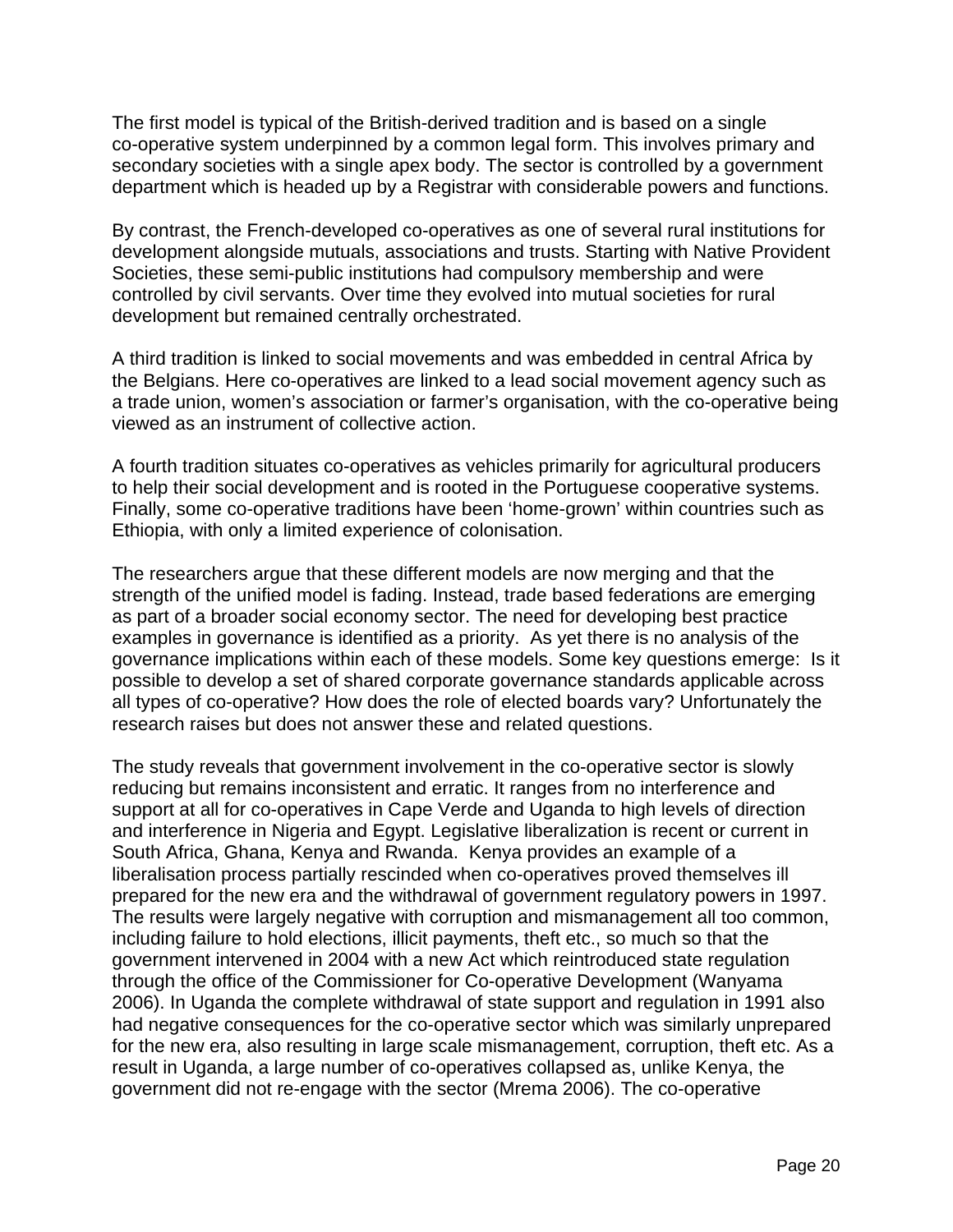The first model is typical of the British-derived tradition and is based on a single co-operative system underpinned by a common legal form. This involves primary and secondary societies with a single apex body. The sector is controlled by a government department which is headed up by a Registrar with considerable powers and functions.

By contrast, the French-developed co-operatives as one of several rural institutions for development alongside mutuals, associations and trusts. Starting with Native Provident Societies, these semi-public institutions had compulsory membership and were controlled by civil servants. Over time they evolved into mutual societies for rural development but remained centrally orchestrated.

A third tradition is linked to social movements and was embedded in central Africa by the Belgians. Here co-operatives are linked to a lead social movement agency such as a trade union, women's association or farmer's organisation, with the co-operative being viewed as an instrument of collective action.

A fourth tradition situates co-operatives as vehicles primarily for agricultural producers to help their social development and is rooted in the Portuguese cooperative systems. Finally, some co-operative traditions have been 'home-grown' within countries such as Ethiopia, with only a limited experience of colonisation.

The researchers argue that these different models are now merging and that the strength of the unified model is fading. Instead, trade based federations are emerging as part of a broader social economy sector. The need for developing best practice examples in governance is identified as a priority. As yet there is no analysis of the governance implications within each of these models. Some key questions emerge: Is it possible to develop a set of shared corporate governance standards applicable across all types of co-operative? How does the role of elected boards vary? Unfortunately the research raises but does not answer these and related questions.

The study reveals that government involvement in the co-operative sector is slowly reducing but remains inconsistent and erratic. It ranges from no interference and support at all for co-operatives in Cape Verde and Uganda to high levels of direction and interference in Nigeria and Egypt. Legislative liberalization is recent or current in South Africa, Ghana, Kenya and Rwanda. Kenya provides an example of a liberalisation process partially rescinded when co-operatives proved themselves ill prepared for the new era and the withdrawal of government regulatory powers in 1997. The results were largely negative with corruption and mismanagement all too common, including failure to hold elections, illicit payments, theft etc., so much so that the government intervened in 2004 with a new Act which reintroduced state regulation through the office of the Commissioner for Co-operative Development (Wanyama 2006). In Uganda the complete withdrawal of state support and regulation in 1991 also had negative consequences for the co-operative sector which was similarly unprepared for the new era, also resulting in large scale mismanagement, corruption, theft etc. As a result in Uganda, a large number of co-operatives collapsed as, unlike Kenya, the government did not re-engage with the sector (Mrema 2006). The co-operative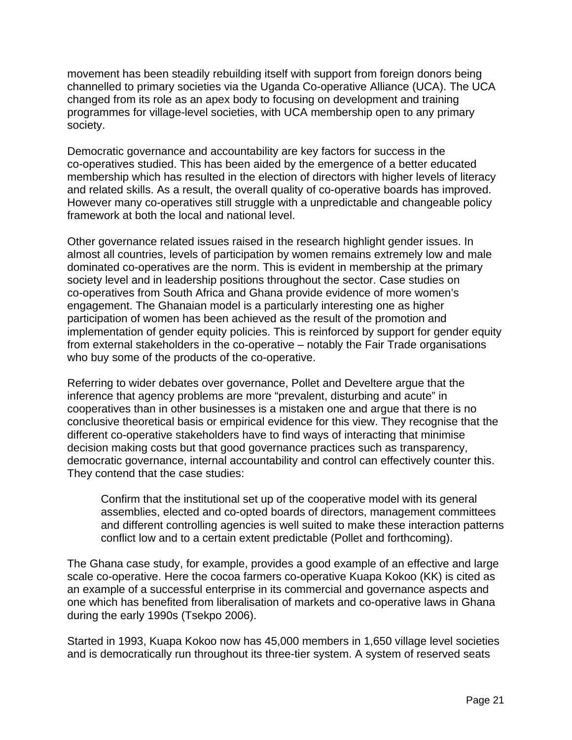movement has been steadily rebuilding itself with support from foreign donors being channelled to primary societies via the Uganda Co-operative Alliance (UCA). The UCA changed from its role as an apex body to focusing on development and training programmes for village-level societies, with UCA membership open to any primary society.

Democratic governance and accountability are key factors for success in the co-operatives studied. This has been aided by the emergence of a better educated membership which has resulted in the election of directors with higher levels of literacy and related skills. As a result, the overall quality of co-operative boards has improved. However many co-operatives still struggle with a unpredictable and changeable policy framework at both the local and national level.

Other governance related issues raised in the research highlight gender issues. In almost all countries, levels of participation by women remains extremely low and male dominated co-operatives are the norm. This is evident in membership at the primary society level and in leadership positions throughout the sector. Case studies on co-operatives from South Africa and Ghana provide evidence of more women's engagement. The Ghanaian model is a particularly interesting one as higher participation of women has been achieved as the result of the promotion and implementation of gender equity policies. This is reinforced by support for gender equity from external stakeholders in the co-operative – notably the Fair Trade organisations who buy some of the products of the co-operative.

Referring to wider debates over governance, Pollet and Develtere argue that the inference that agency problems are more "prevalent, disturbing and acute" in cooperatives than in other businesses is a mistaken one and argue that there is no conclusive theoretical basis or empirical evidence for this view. They recognise that the different co-operative stakeholders have to find ways of interacting that minimise decision making costs but that good governance practices such as transparency, democratic governance, internal accountability and control can effectively counter this. They contend that the case studies:

> Confirm that the institutional set up of the cooperative model with its general assemblies, elected and co-opted boards of directors, management committees and different controlling agencies is well suited to make these interaction patterns conflict low and to a certain extent predictable (Pollet and forthcoming).

The Ghana case study, for example, provides a good example of an effective and large scale co-operative. Here the cocoa farmers co-operative Kuapa Kokoo (KK) is cited as an example of a successful enterprise in its commercial and governance aspects and one which has benefited from liberalisation of markets and co-operative laws in Ghana during the early 1990s (Tsekpo 2006).

Started in 1993, Kuapa Kokoo now has 45,000 members in 1,650 village level societies and is democratically run throughout its three-tier system. A system of reserved seats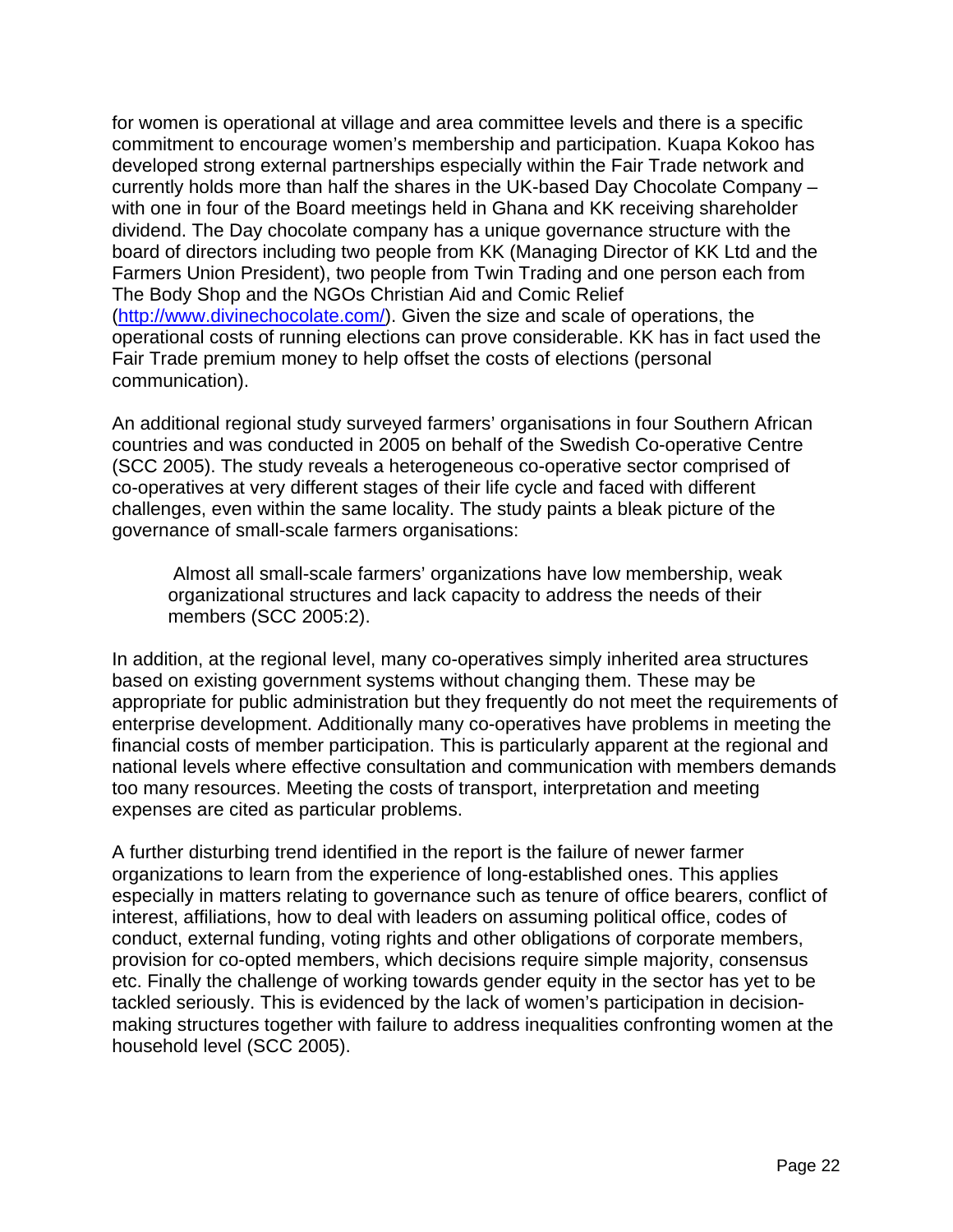for women is operational at village and area committee levels and there is a specific commitment to encourage women's membership and participation. Kuapa Kokoo has developed strong external partnerships especially within the Fair Trade network and currently holds more than half the shares in the UK-based Day Chocolate Company – with one in four of the Board meetings held in Ghana and KK receiving shareholder dividend. The Day chocolate company has a unique governance structure with the board of directors including two people from KK (Managing Director of KK Ltd and the Farmers Union President), two people from Twin Trading and one person each from The Body Shop and the NGOs Christian Aid and Comic Relief (http://www.divinechocolate.com/). Given the size and scale of operations, the operational costs of running elections can prove considerable. KK has in fact used the Fair Trade premium money to help offset the costs of elections (personal communication).

An additional regional study surveyed farmers' organisations in four Southern African countries and was conducted in 2005 on behalf of the Swedish Co-operative Centre (SCC 2005). The study reveals a heterogeneous co-operative sector comprised of co-operatives at very different stages of their life cycle and faced with different challenges, even within the same locality. The study paints a bleak picture of the governance of small-scale farmers organisations:

> Almost all small-scale farmers' organizations have low membership, weak organizational structures and lack capacity to address the needs of their members (SCC 2005:2).

In addition, at the regional level, many co-operatives simply inherited area structures based on existing government systems without changing them. These may be appropriate for public administration but they frequently do not meet the requirements of enterprise development. Additionally many co-operatives have problems in meeting the financial costs of member participation. This is particularly apparent at the regional and national levels where effective consultation and communication with members demands too many resources. Meeting the costs of transport, interpretation and meeting expenses are cited as particular problems.

A further disturbing trend identified in the report is the failure of newer farmer organizations to learn from the experience of long-established ones. This applies especially in matters relating to governance such as tenure of office bearers, conflict of interest, affiliations, how to deal with leaders on assuming political office, codes of conduct, external funding, voting rights and other obligations of corporate members, provision for co-opted members, which decisions require simple majority, consensus etc. Finally the challenge of working towards gender equity in the sector has yet to be tackled seriously. This is evidenced by the lack of women's participation in decision-making structures together with failure to address inequalities confronting women at the household level (SCC 2005).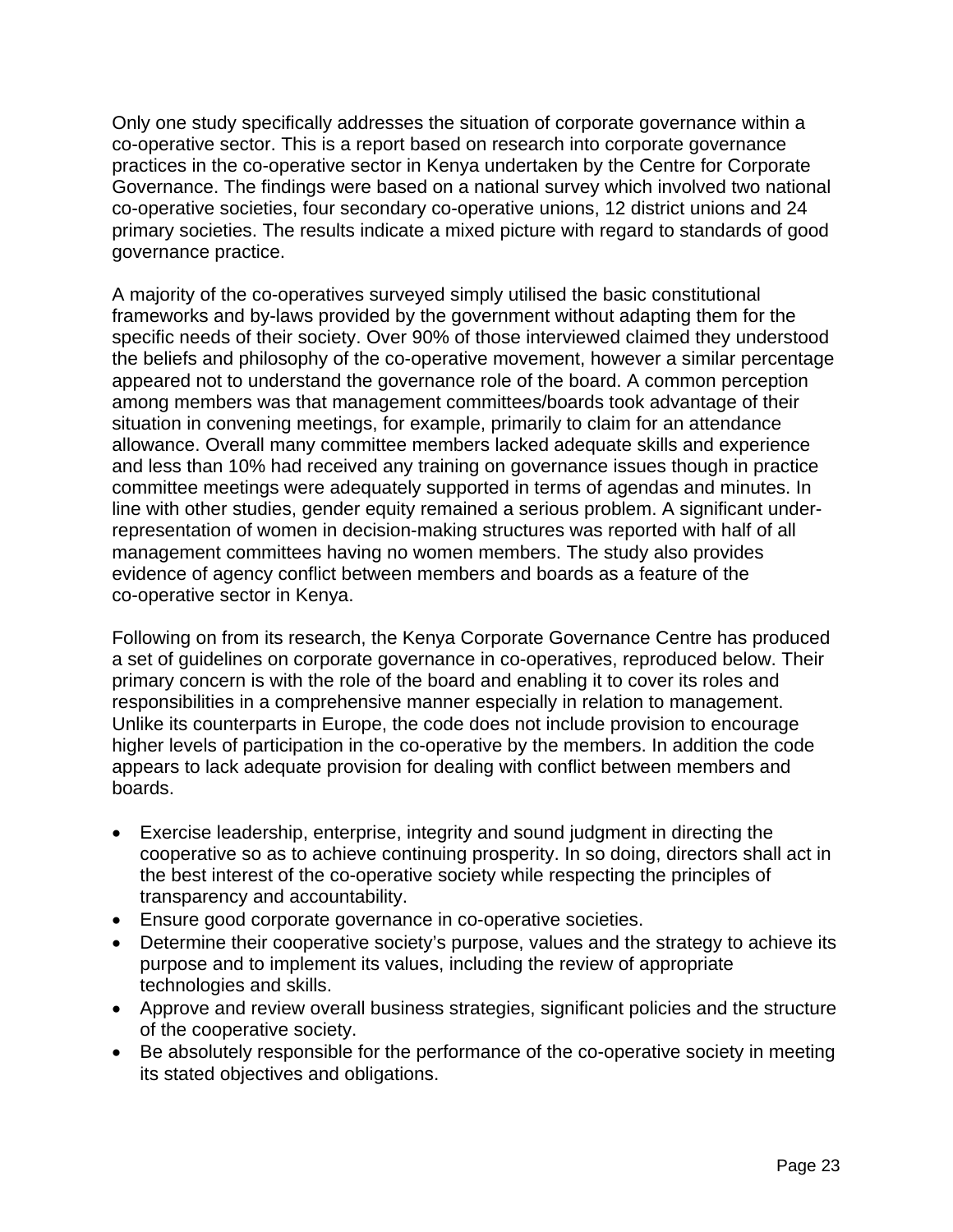Only one study specifically addresses the situation of corporate governance within a co-operative sector. This is a report based on research into corporate governance practices in the co-operative sector in Kenya undertaken by the Centre for Corporate Governance. The findings were based on a national survey which involved two national co-operative societies, four secondary co-operative unions, 12 district unions and 24 primary societies. The results indicate a mixed picture with regard to standards of good governance practice.

A majority of the co-operatives surveyed simply utilised the basic constitutional frameworks and by-laws provided by the government without adapting them for the specific needs of their society. Over 90% of those interviewed claimed they understood the beliefs and philosophy of the co-operative movement, however a similar percentage appeared not to understand the governance role of the board. A common perception among members was that management committees/boards took advantage of their situation in convening meetings, for example, primarily to claim for an attendance allowance. Overall many committee members lacked adequate skills and experience and less than 10% had received any training on governance issues though in practice committee meetings were adequately supported in terms of agendas and minutes. In line with other studies, gender equity remained a serious problem. A significant under-representation of women in decision-making structures was reported with half of all management committees having no women members. The study also provides evidence of agency conflict between members and boards as a feature of the co-operative sector in Kenya.

Following on from its research, the Kenya Corporate Governance Centre has produced a set of guidelines on corporate governance in co-operatives, reproduced below. Their primary concern is with the role of the board and enabling it to cover its roles and responsibilities in a comprehensive manner especially in relation to management. Unlike its counterparts in Europe, the code does not include provision to encourage higher levels of participation in the co-operative by the members. In addition the code appears to lack adequate provision for dealing with conflict between members and boards.

- Exercise leadership, enterprise, integrity and sound judgment in directing the cooperative so as to achieve continuing prosperity. In so doing, directors shall act in the best interest of the co-operative society while respecting the principles of transparency and accountability.
- Ensure good corporate governance in co-operative societies.
- Determine their cooperative society's purpose, values and the strategy to achieve its purpose and to implement its values, including the review of appropriate technologies and skills.
- Approve and review overall business strategies, significant policies and the structure of the cooperative society.
- Be absolutely responsible for the performance of the co-operative society in meeting its stated objectives and obligations.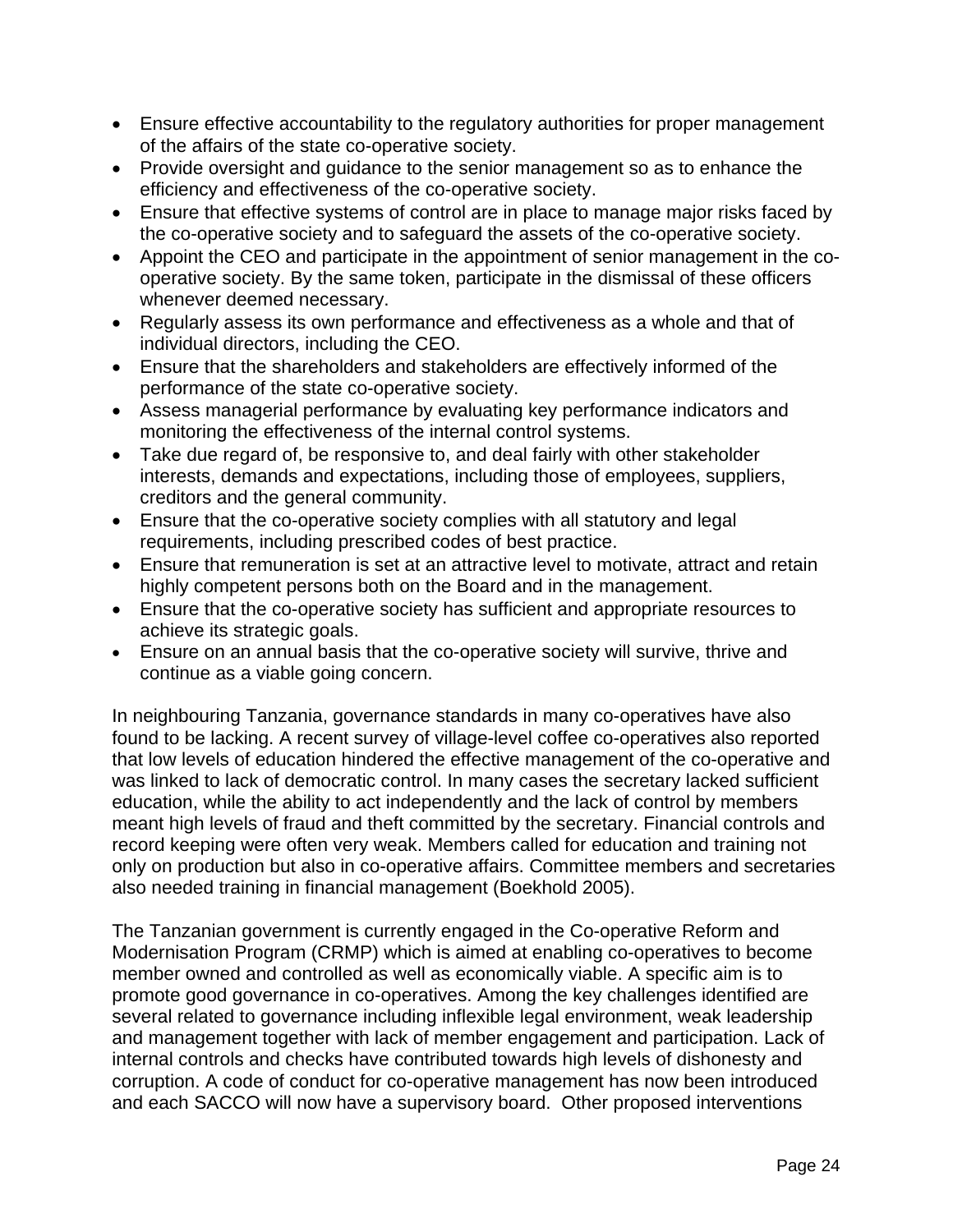- Ensure effective accountability to the regulatory authorities for proper management of the affairs of the state co-operative society.
- Provide oversight and guidance to the senior management so as to enhance the efficiency and effectiveness of the co-operative society.
- Ensure that effective systems of control are in place to manage major risks faced by the co-operative society and to safeguard the assets of the co-operative society.
- Appoint the CEO and participate in the appointment of senior management in the co-operative society. By the same token, participate in the dismissal of these officers whenever deemed necessary.
- Regularly assess its own performance and effectiveness as a whole and that of individual directors, including the CEO.
- Ensure that the shareholders and stakeholders are effectively informed of the performance of the state co-operative society.
- Assess managerial performance by evaluating key performance indicators and monitoring the effectiveness of the internal control systems.
- Take due regard of, be responsive to, and deal fairly with other stakeholder interests, demands and expectations, including those of employees, suppliers, creditors and the general community.
- Ensure that the co-operative society complies with all statutory and legal requirements, including prescribed codes of best practice.
- Ensure that remuneration is set at an attractive level to motivate, attract and retain highly competent persons both on the Board and in the management.
- Ensure that the co-operative society has sufficient and appropriate resources to achieve its strategic goals.
- Ensure on an annual basis that the co-operative society will survive, thrive and continue as a viable going concern.

In neighbouring Tanzania, governance standards in many co-operatives have also found to be lacking. A recent survey of village-level coffee co-operatives also reported that low levels of education hindered the effective management of the co-operative and was linked to lack of democratic control. In many cases the secretary lacked sufficient education, while the ability to act independently and the lack of control by members meant high levels of fraud and theft committed by the secretary. Financial controls and record keeping were often very weak. Members called for education and training not only on production but also in co-operative affairs. Committee members and secretaries also needed training in financial management (Boekhold 2005).

The Tanzanian government is currently engaged in the Co-operative Reform and Modernisation Program (CRMP) which is aimed at enabling co-operatives to become member owned and controlled as well as economically viable. A specific aim is to promote good governance in co-operatives. Among the key challenges identified are several related to governance including inflexible legal environment, weak leadership and management together with lack of member engagement and participation. Lack of internal controls and checks have contributed towards high levels of dishonesty and corruption. A code of conduct for co-operative management has now been introduced and each SACCO will now have a supervisory board. Other proposed interventions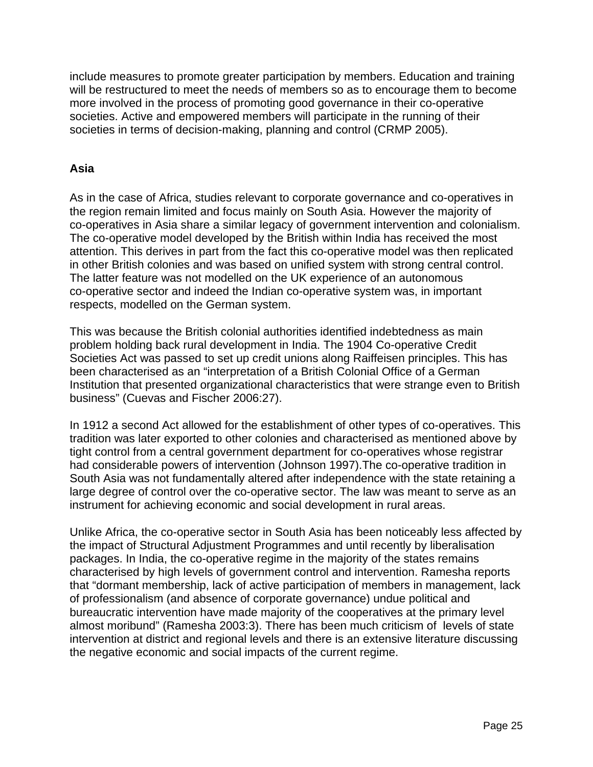include measures to promote greater participation by members. Education and training will be restructured to meet the needs of members so as to encourage them to become more involved in the process of promoting good governance in their co-operative societies. Active and empowered members will participate in the running of their societies in terms of decision-making, planning and control (CRMP 2005).

## Asia

As in the case of Africa, studies relevant to corporate governance and co-operatives in the region remain limited and focus mainly on South Asia. However the majority of co-operatives in Asia share a similar legacy of government intervention and colonialism. The co-operative model developed by the British within India has received the most attention. This derives in part from the fact this co-operative model was then replicated in other British colonies and was based on unified system with strong central control. The latter feature was not modelled on the UK experience of an autonomous co-operative sector and indeed the Indian co-operative system was, in important respects, modelled on the German system.

This was because the British colonial authorities identified indebtedness as main problem holding back rural development in India. The 1904 Co-operative Credit Societies Act was passed to set up credit unions along Raiffeisen principles. This has been characterised as an "interpretation of a British Colonial Office of a German Institution that presented organizational characteristics that were strange even to British business" (Cuevas and Fischer 2006:27).

In 1912 a second Act allowed for the establishment of other types of co-operatives. This tradition was later exported to other colonies and characterised as mentioned above by tight control from a central government department for co-operatives whose registrar had considerable powers of intervention (Johnson 1997).The co-operative tradition in South Asia was not fundamentally altered after independence with the state retaining a large degree of control over the co-operative sector. The law was meant to serve as an instrument for achieving economic and social development in rural areas.

Unlike Africa, the co-operative sector in South Asia has been noticeably less affected by the impact of Structural Adjustment Programmes and until recently by liberalisation packages. In India, the co-operative regime in the majority of the states remains characterised by high levels of government control and intervention. Ramesha reports that "dormant membership, lack of active participation of members in management, lack of professionalism (and absence of corporate governance) undue political and bureaucratic intervention have made majority of the cooperatives at the primary level almost moribund" (Ramesha 2003:3). There has been much criticism of levels of state intervention at district and regional levels and there is an extensive literature discussing the negative economic and social impacts of the current regime.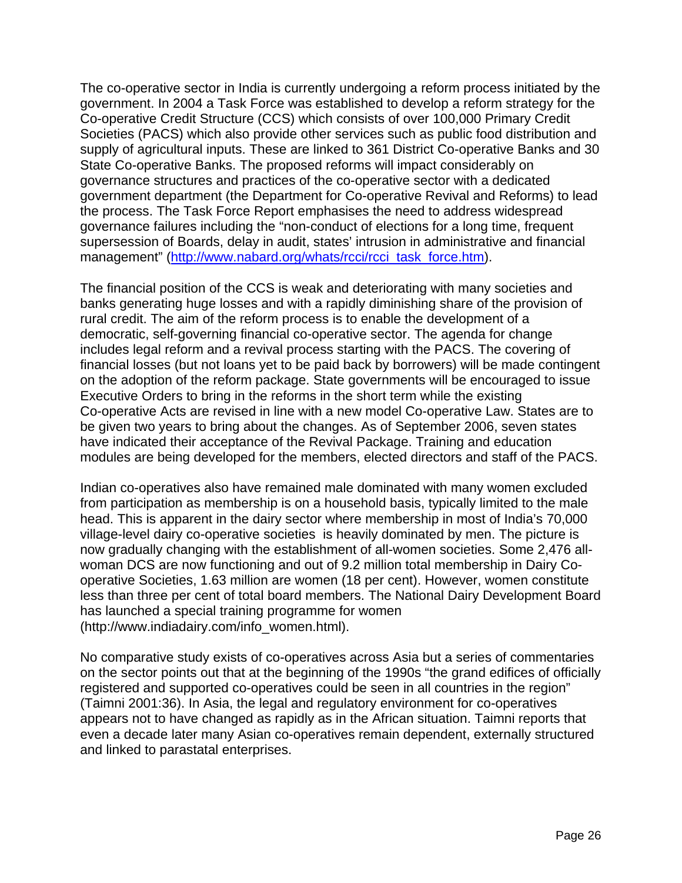The co-operative sector in India is currently undergoing a reform process initiated by the government. In 2004 a Task Force was established to develop a reform strategy for the Co-operative Credit Structure (CCS) which consists of over 100,000 Primary Credit Societies (PACS) which also provide other services such as public food distribution and supply of agricultural inputs. These are linked to 361 District Co-operative Banks and 30 State Co-operative Banks. The proposed reforms will impact considerably on governance structures and practices of the co-operative sector with a dedicated government department (the Department for Co-operative Revival and Reforms) to lead the process. The Task Force Report emphasises the need to address widespread governance failures including the "non-conduct of elections for a long time, frequent supersession of Boards, delay in audit, states' intrusion in administrative and financial management" (http://www.nabard.org/whats/rcci/rcci_task_force.htm).

The financial position of the CCS is weak and deteriorating with many societies and banks generating huge losses and with a rapidly diminishing share of the provision of rural credit. The aim of the reform process is to enable the development of a democratic, self-governing financial co-operative sector. The agenda for change includes legal reform and a revival process starting with the PACS. The covering of financial losses (but not loans yet to be paid back by borrowers) will be made contingent on the adoption of the reform package. State governments will be encouraged to issue Executive Orders to bring in the reforms in the short term while the existing Co-operative Acts are revised in line with a new model Co-operative Law. States are to be given two years to bring about the changes. As of September 2006, seven states have indicated their acceptance of the Revival Package. Training and education modules are being developed for the members, elected directors and staff of the PACS.

Indian co-operatives also have remained male dominated with many women excluded from participation as membership is on a household basis, typically limited to the male head. This is apparent in the dairy sector where membership in most of India's 70,000 village-level dairy co-operative societies is heavily dominated by men. The picture is now gradually changing with the establishment of all-women societies. Some 2,476 all-woman DCS are now functioning and out of 9.2 million total membership in Dairy Co-operative Societies, 1.63 million are women (18 per cent). However, women constitute less than three per cent of total board members. The National Dairy Development Board has launched a special training programme for women (http://www.indiadairy.com/info_women.html).

No comparative study exists of co-operatives across Asia but a series of commentaries on the sector points out that at the beginning of the 1990s "the grand edifices of officially registered and supported co-operatives could be seen in all countries in the region" (Taimni 2001:36). In Asia, the legal and regulatory environment for co-operatives appears not to have changed as rapidly as in the African situation. Taimni reports that even a decade later many Asian co-operatives remain dependent, externally structured and linked to parastatal enterprises.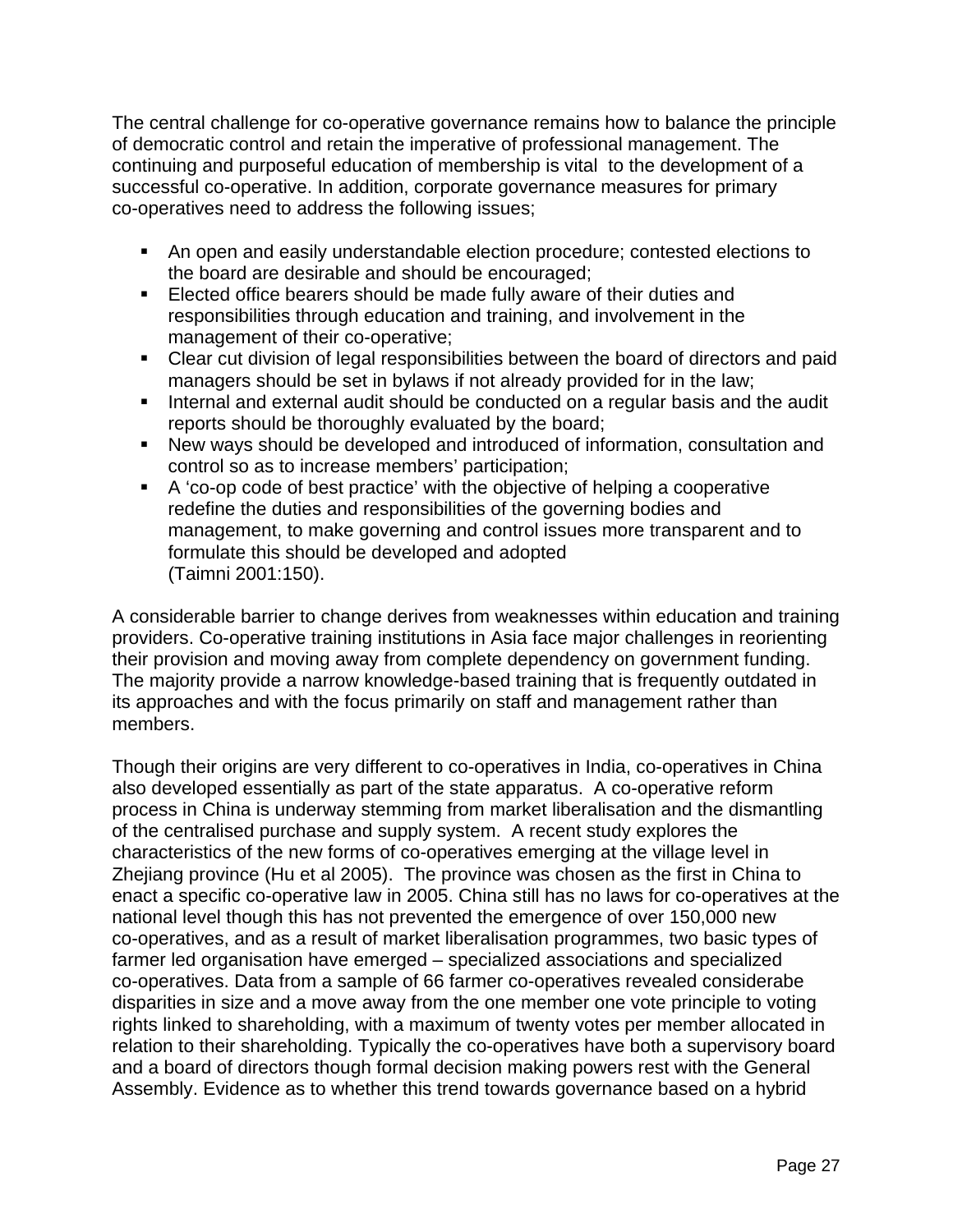The central challenge for co-operative governance remains how to balance the principle of democratic control and retain the imperative of professional management. The continuing and purposeful education of membership is vital to the development of a successful co-operative. In addition, corporate governance measures for primary co-operatives need to address the following issues;

- An open and easily understandable election procedure; contested elections to the board are desirable and should be encouraged;
- Elected office bearers should be made fully aware of their duties and responsibilities through education and training, and involvement in the management of their co-operative;
- Clear cut division of legal responsibilities between the board of directors and paid managers should be set in bylaws if not already provided for in the law;
- Internal and external audit should be conducted on a regular basis and the audit reports should be thoroughly evaluated by the board;
- New ways should be developed and introduced of information, consultation and control so as to increase members' participation;
- A 'co-op code of best practice' with the objective of helping a cooperative redefine the duties and responsibilities of the governing bodies and management, to make governing and control issues more transparent and to formulate this should be developed and adopted (Taimni 2001:150).

A considerable barrier to change derives from weaknesses within education and training providers. Co-operative training institutions in Asia face major challenges in reorienting their provision and moving away from complete dependency on government funding. The majority provide a narrow knowledge-based training that is frequently outdated in its approaches and with the focus primarily on staff and management rather than members.

Though their origins are very different to co-operatives in India, co-operatives in China also developed essentially as part of the state apparatus. A co-operative reform process in China is underway stemming from market liberalisation and the dismantling of the centralised purchase and supply system. A recent study explores the characteristics of the new forms of co-operatives emerging at the village level in Zhejiang province (Hu et al 2005). The province was chosen as the first in China to enact a specific co-operative law in 2005. China still has no laws for co-operatives at the national level though this has not prevented the emergence of over 150,000 new co-operatives, and as a result of market liberalisation programmes, two basic types of farmer led organisation have emerged – specialized associations and specialized co-operatives. Data from a sample of 66 farmer co-operatives revealed considerabe disparities in size and a move away from the one member one vote principle to voting rights linked to shareholding, with a maximum of twenty votes per member allocated in relation to their shareholding. Typically the co-operatives have both a supervisory board and a board of directors though formal decision making powers rest with the General Assembly. Evidence as to whether this trend towards governance based on a hybrid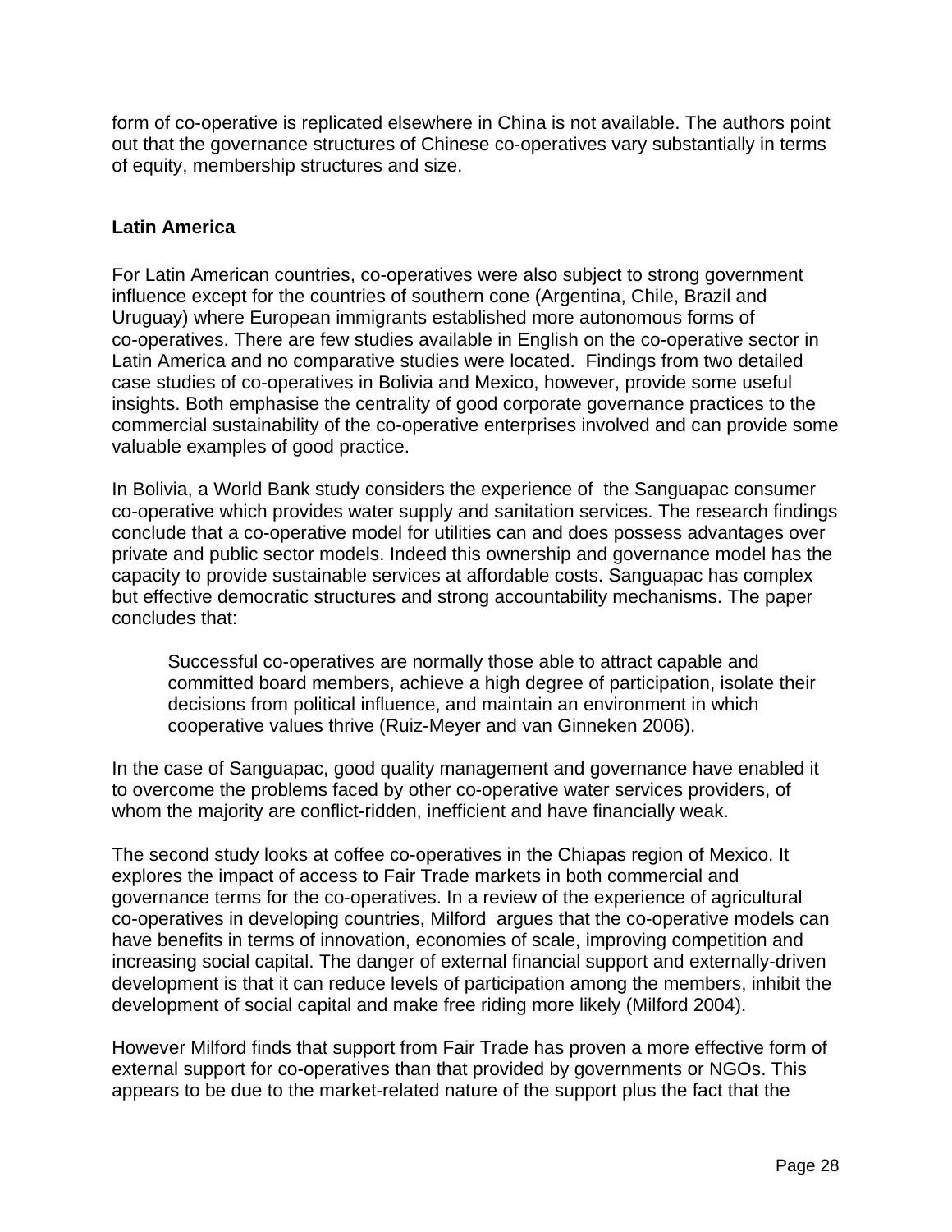form of co-operative is replicated elsewhere in China is not available. The authors point out that the governance structures of Chinese co-operatives vary substantially in terms of equity, membership structures and size.

**Latin America**

For Latin American countries, co-operatives were also subject to strong government influence except for the countries of southern cone (Argentina, Chile, Brazil and Uruguay) where European immigrants established more autonomous forms of co-operatives. There are few studies available in English on the co-operative sector in Latin America and no comparative studies were located. Findings from two detailed case studies of co-operatives in Bolivia and Mexico, however, provide some useful insights. Both emphasise the centrality of good corporate governance practices to the commercial sustainability of the co-operative enterprises involved and can provide some valuable examples of good practice.

In Bolivia, a World Bank study considers the experience of the Sanguapac consumer co-operative which provides water supply and sanitation services. The research findings conclude that a co-operative model for utilities can and does possess advantages over private and public sector models. Indeed this ownership and governance model has the capacity to provide sustainable services at affordable costs. Sanguapac has complex but effective democratic structures and strong accountability mechanisms. The paper concludes that:

> Successful co-operatives are normally those able to attract capable and committed board members, achieve a high degree of participation, isolate their decisions from political influence, and maintain an environment in which cooperative values thrive (Ruiz-Meyer and van Ginneken 2006).

In the case of Sanguapac, good quality management and governance have enabled it to overcome the problems faced by other co-operative water services providers, of whom the majority are conflict-ridden, inefficient and have financially weak.

The second study looks at coffee co-operatives in the Chiapas region of Mexico. It explores the impact of access to Fair Trade markets in both commercial and governance terms for the co-operatives. In a review of the experience of agricultural co-operatives in developing countries, Milford argues that the co-operative models can have benefits in terms of innovation, economies of scale, improving competition and increasing social capital. The danger of external financial support and externally-driven development is that it can reduce levels of participation among the members, inhibit the development of social capital and make free riding more likely (Milford 2004).

However Milford finds that support from Fair Trade has proven a more effective form of external support for co-operatives than that provided by governments or NGOs. This appears to be due to the market-related nature of the support plus the fact that the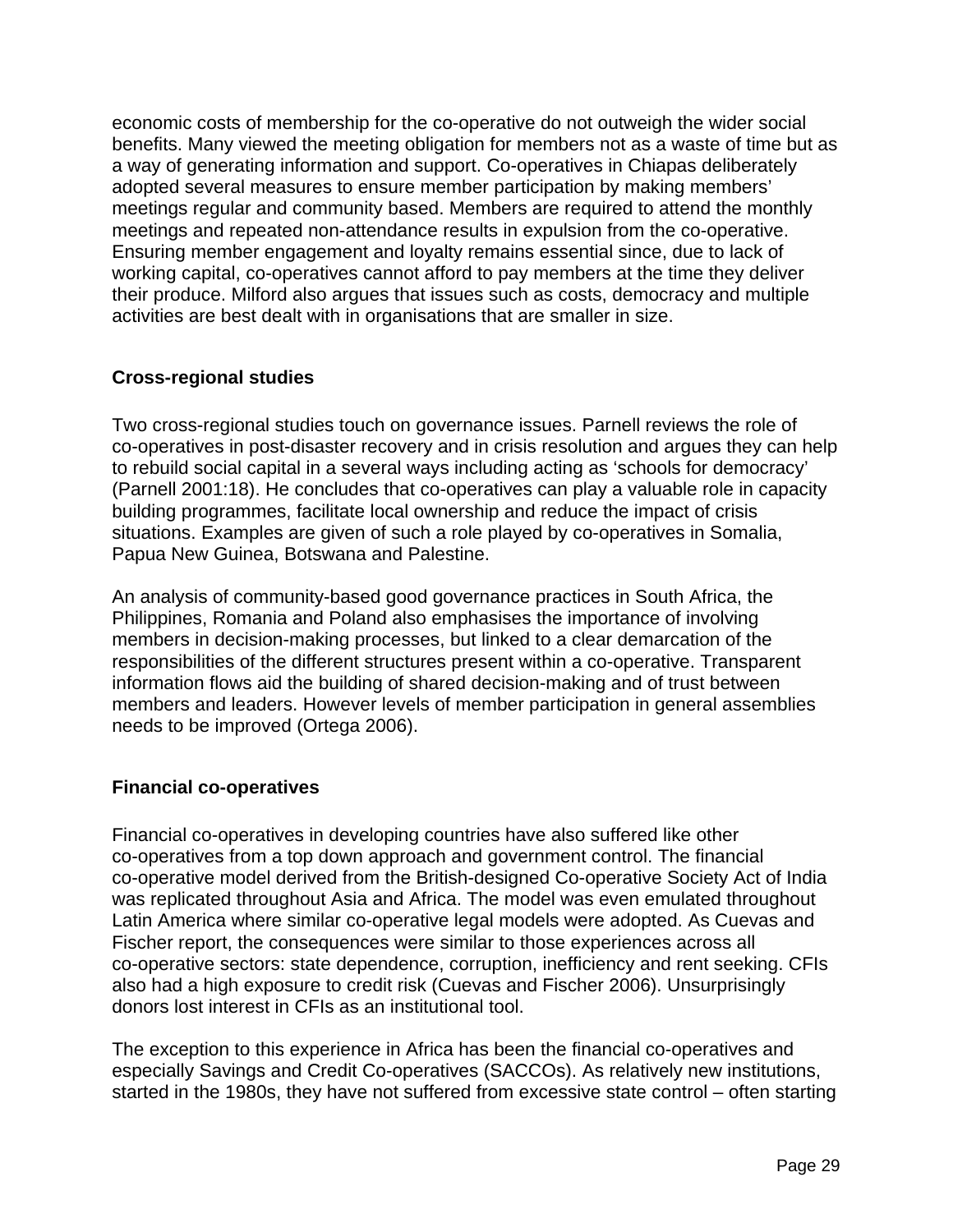economic costs of membership for the co-operative do not outweigh the wider social benefits. Many viewed the meeting obligation for members not as a waste of time but as a way of generating information and support. Co-operatives in Chiapas deliberately adopted several measures to ensure member participation by making members' meetings regular and community based. Members are required to attend the monthly meetings and repeated non-attendance results in expulsion from the co-operative. Ensuring member engagement and loyalty remains essential since, due to lack of working capital, co-operatives cannot afford to pay members at the time they deliver their produce. Milford also argues that issues such as costs, democracy and multiple activities are best dealt with in organisations that are smaller in size.

### Cross-regional studies

Two cross-regional studies touch on governance issues. Parnell reviews the role of co-operatives in post-disaster recovery and in crisis resolution and argues they can help to rebuild social capital in a several ways including acting as 'schools for democracy' (Parnell 2001:18). He concludes that co-operatives can play a valuable role in capacity building programmes, facilitate local ownership and reduce the impact of crisis situations. Examples are given of such a role played by co-operatives in Somalia, Papua New Guinea, Botswana and Palestine.

An analysis of community-based good governance practices in South Africa, the Philippines, Romania and Poland also emphasises the importance of involving members in decision-making processes, but linked to a clear demarcation of the responsibilities of the different structures present within a co-operative. Transparent information flows aid the building of shared decision-making and of trust between members and leaders. However levels of member participation in general assemblies needs to be improved (Ortega 2006).

### Financial co-operatives

Financial co-operatives in developing countries have also suffered like other co-operatives from a top down approach and government control. The financial co-operative model derived from the British-designed Co-operative Society Act of India was replicated throughout Asia and Africa. The model was even emulated throughout Latin America where similar co-operative legal models were adopted. As Cuevas and Fischer report, the consequences were similar to those experiences across all co-operative sectors: state dependence, corruption, inefficiency and rent seeking. CFIs also had a high exposure to credit risk (Cuevas and Fischer 2006). Unsurprisingly donors lost interest in CFIs as an institutional tool.

The exception to this experience in Africa has been the financial co-operatives and especially Savings and Credit Co-operatives (SACCOs). As relatively new institutions, started in the 1980s, they have not suffered from excessive state control – often starting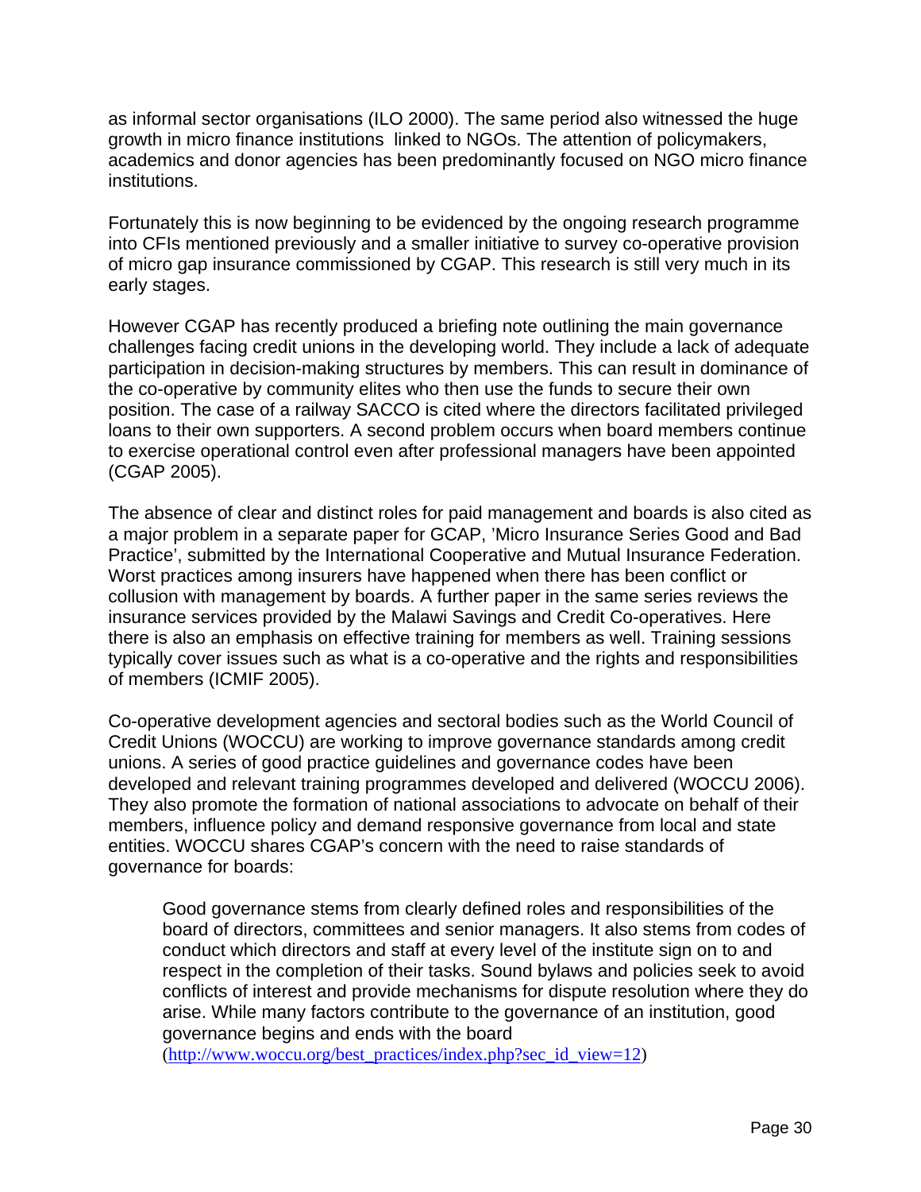as informal sector organisations (ILO 2000). The same period also witnessed the huge growth in micro finance institutions linked to NGOs. The attention of policymakers, academics and donor agencies has been predominantly focused on NGO micro finance institutions.

Fortunately this is now beginning to be evidenced by the ongoing research programme into CFIs mentioned previously and a smaller initiative to survey co-operative provision of micro gap insurance commissioned by CGAP. This research is still very much in its early stages.

However CGAP has recently produced a briefing note outlining the main governance challenges facing credit unions in the developing world. They include a lack of adequate participation in decision-making structures by members. This can result in dominance of the co-operative by community elites who then use the funds to secure their own position. The case of a railway SACCO is cited where the directors facilitated privileged loans to their own supporters. A second problem occurs when board members continue to exercise operational control even after professional managers have been appointed (CGAP 2005).

The absence of clear and distinct roles for paid management and boards is also cited as a major problem in a separate paper for GCAP, 'Micro Insurance Series Good and Bad Practice', submitted by the International Cooperative and Mutual Insurance Federation. Worst practices among insurers have happened when there has been conflict or collusion with management by boards. A further paper in the same series reviews the insurance services provided by the Malawi Savings and Credit Co-operatives. Here there is also an emphasis on effective training for members as well. Training sessions typically cover issues such as what is a co-operative and the rights and responsibilities of members (ICMIF 2005).

Co-operative development agencies and sectoral bodies such as the World Council of Credit Unions (WOCCU) are working to improve governance standards among credit unions. A series of good practice guidelines and governance codes have been developed and relevant training programmes developed and delivered (WOCCU 2006). They also promote the formation of national associations to advocate on behalf of their members, influence policy and demand responsive governance from local and state entities. WOCCU shares CGAP's concern with the need to raise standards of governance for boards:

> Good governance stems from clearly defined roles and responsibilities of the board of directors, committees and senior managers. It also stems from codes of conduct which directors and staff at every level of the institute sign on to and respect in the completion of their tasks. Sound bylaws and policies seek to avoid conflicts of interest and provide mechanisms for dispute resolution where they do arise. While many factors contribute to the governance of an institution, good governance begins and ends with the board (http://www.woccu.org/best_practices/index.php?sec_id_view=12)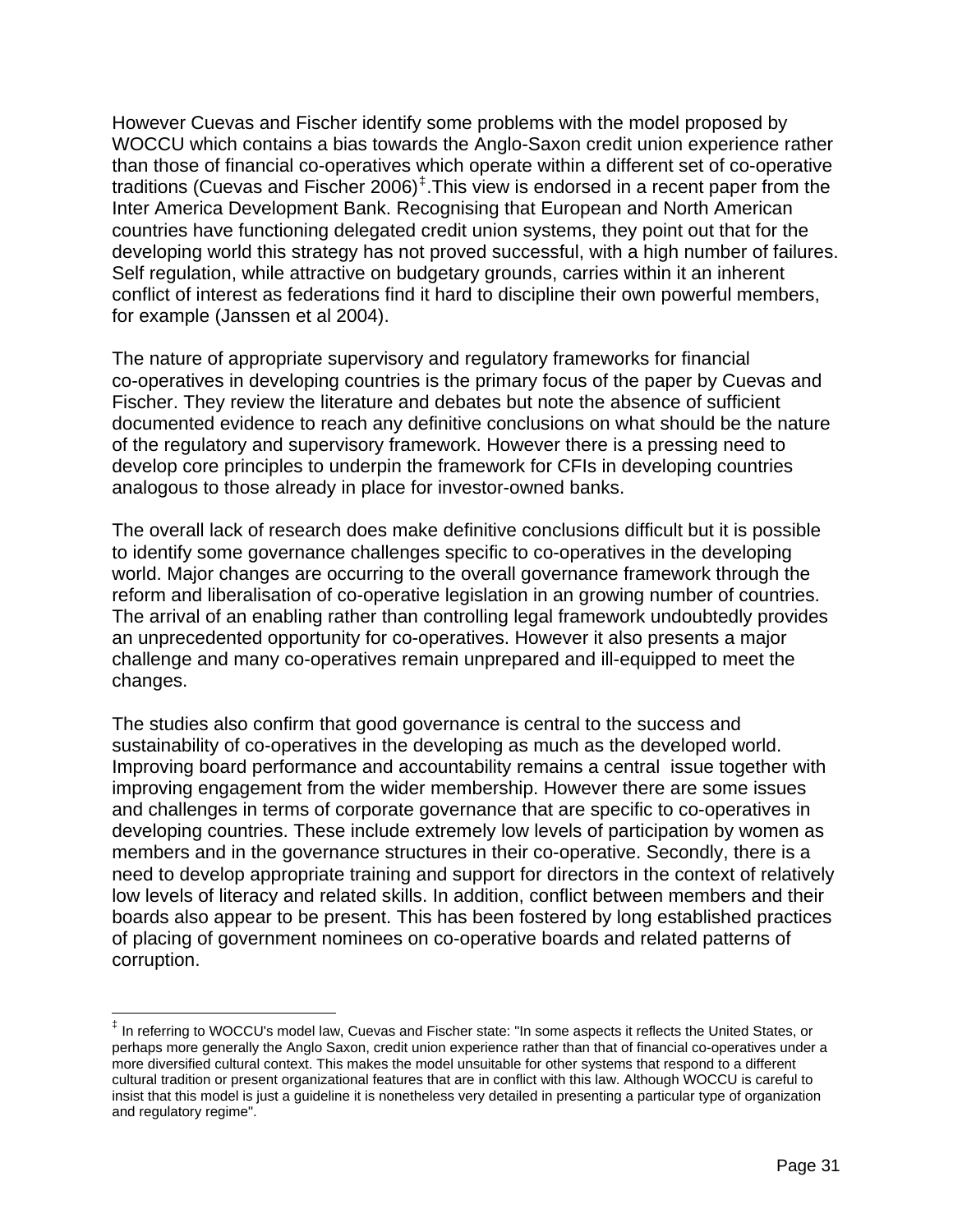However Cuevas and Fischer identify some problems with the model proposed by WOCCU which contains a bias towards the Anglo-Saxon credit union experience rather than those of financial co-operatives which operate within a different set of co-operative traditions (Cuevas and Fischer 2006)[‡].This view is endorsed in a recent paper from the Inter America Development Bank. Recognising that European and North American countries have functioning delegated credit union systems, they point out that for the developing world this strategy has not proved successful, with a high number of failures. Self regulation, while attractive on budgetary grounds, carries within it an inherent conflict of interest as federations find it hard to discipline their own powerful members, for example (Janssen et al 2004).

The nature of appropriate supervisory and regulatory frameworks for financial co-operatives in developing countries is the primary focus of the paper by Cuevas and Fischer. They review the literature and debates but note the absence of sufficient documented evidence to reach any definitive conclusions on what should be the nature of the regulatory and supervisory framework. However there is a pressing need to develop core principles to underpin the framework for CFIs in developing countries analogous to those already in place for investor-owned banks.

The overall lack of research does make definitive conclusions difficult but it is possible to identify some governance challenges specific to co-operatives in the developing world. Major changes are occurring to the overall governance framework through the reform and liberalisation of co-operative legislation in an growing number of countries. The arrival of an enabling rather than controlling legal framework undoubtedly provides an unprecedented opportunity for co-operatives. However it also presents a major challenge and many co-operatives remain unprepared and ill-equipped to meet the changes.

The studies also confirm that good governance is central to the success and sustainability of co-operatives in the developing as much as the developed world. Improving board performance and accountability remains a central issue together with improving engagement from the wider membership. However there are some issues and challenges in terms of corporate governance that are specific to co-operatives in developing countries. These include extremely low levels of participation by women as members and in the governance structures in their co-operative. Secondly, there is a need to develop appropriate training and support for directors in the context of relatively low levels of literacy and related skills. In addition, conflict between members and their boards also appear to be present. This has been fostered by long established practices of placing of government nominees on co-operative boards and related patterns of corruption.

[‡] In referring to WOCCU's model law, Cuevas and Fischer state: "In some aspects it reflects the United States, or perhaps more generally the Anglo Saxon, credit union experience rather than that of financial co-operatives under a more diversified cultural context. This makes the model unsuitable for other systems that respond to a different cultural tradition or present organizational features that are in conflict with this law. Although WOCCU is careful to insist that this model is just a guideline it is nonetheless very detailed in presenting a particular type of organization and regulatory regime".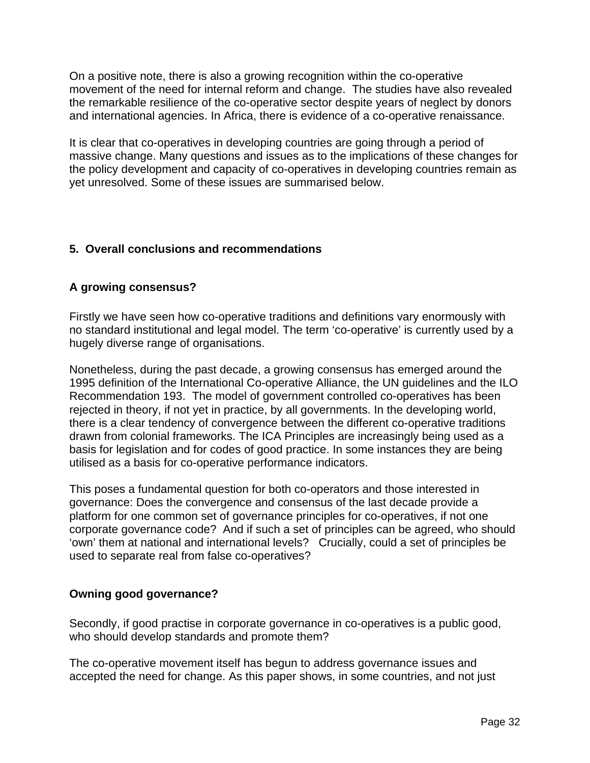On a positive note, there is also a growing recognition within the co-operative movement of the need for internal reform and change. The studies have also revealed the remarkable resilience of the co-operative sector despite years of neglect by donors and international agencies. In Africa, there is evidence of a co-operative renaissance.

It is clear that co-operatives in developing countries are going through a period of massive change. Many questions and issues as to the implications of these changes for the policy development and capacity of co-operatives in developing countries remain as yet unresolved. Some of these issues are summarised below.

## 5. Overall conclusions and recommendations

### A growing consensus?

Firstly we have seen how co-operative traditions and definitions vary enormously with no standard institutional and legal model. The term 'co-operative' is currently used by a hugely diverse range of organisations.

Nonetheless, during the past decade, a growing consensus has emerged around the 1995 definition of the International Co-operative Alliance, the UN guidelines and the ILO Recommendation 193. The model of government controlled co-operatives has been rejected in theory, if not yet in practice, by all governments. In the developing world, there is a clear tendency of convergence between the different co-operative traditions drawn from colonial frameworks. The ICA Principles are increasingly being used as a basis for legislation and for codes of good practice. In some instances they are being utilised as a basis for co-operative performance indicators.

This poses a fundamental question for both co-operators and those interested in governance: Does the convergence and consensus of the last decade provide a platform for one common set of governance principles for co-operatives, if not one corporate governance code? And if such a set of principles can be agreed, who should 'own' them at national and international levels? Crucially, could a set of principles be used to separate real from false co-operatives?

### Owning good governance?

Secondly, if good practise in corporate governance in co-operatives is a public good, who should develop standards and promote them?

The co-operative movement itself has begun to address governance issues and accepted the need for change. As this paper shows, in some countries, and not just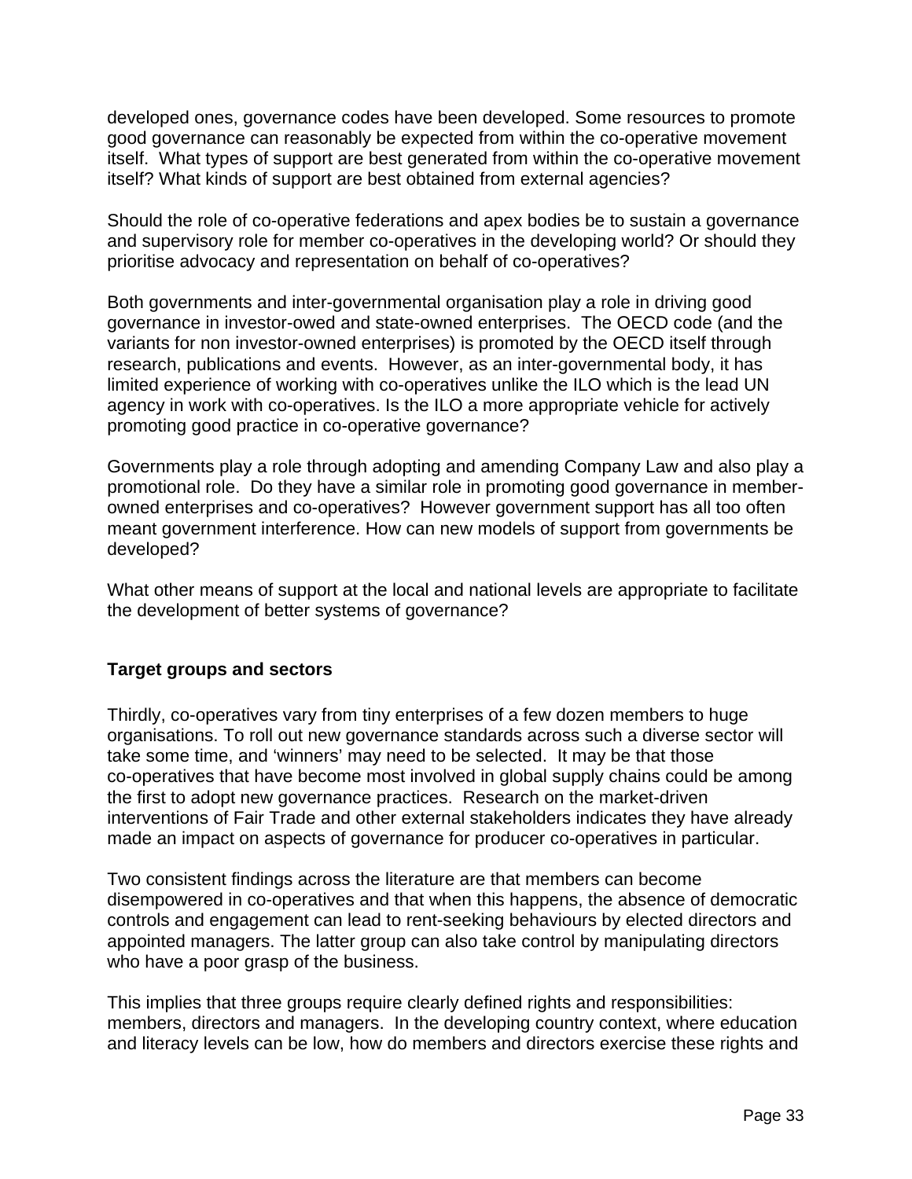developed ones, governance codes have been developed. Some resources to promote good governance can reasonably be expected from within the co-operative movement itself. What types of support are best generated from within the co-operative movement itself? What kinds of support are best obtained from external agencies?

Should the role of co-operative federations and apex bodies be to sustain a governance and supervisory role for member co-operatives in the developing world? Or should they prioritise advocacy and representation on behalf of co-operatives?

Both governments and inter-governmental organisation play a role in driving good governance in investor-owed and state-owned enterprises. The OECD code (and the variants for non investor-owned enterprises) is promoted by the OECD itself through research, publications and events. However, as an inter-governmental body, it has limited experience of working with co-operatives unlike the ILO which is the lead UN agency in work with co-operatives. Is the ILO a more appropriate vehicle for actively promoting good practice in co-operative governance?

Governments play a role through adopting and amending Company Law and also play a promotional role. Do they have a similar role in promoting good governance in member-owned enterprises and co-operatives? However government support has all too often meant government interference. How can new models of support from governments be developed?

What other means of support at the local and national levels are appropriate to facilitate the development of better systems of governance?

### Target groups and sectors

Thirdly, co-operatives vary from tiny enterprises of a few dozen members to huge organisations. To roll out new governance standards across such a diverse sector will take some time, and 'winners' may need to be selected. It may be that those co-operatives that have become most involved in global supply chains could be among the first to adopt new governance practices. Research on the market-driven interventions of Fair Trade and other external stakeholders indicates they have already made an impact on aspects of governance for producer co-operatives in particular.

Two consistent findings across the literature are that members can become disempowered in co-operatives and that when this happens, the absence of democratic controls and engagement can lead to rent-seeking behaviours by elected directors and appointed managers. The latter group can also take control by manipulating directors who have a poor grasp of the business.

This implies that three groups require clearly defined rights and responsibilities: members, directors and managers. In the developing country context, where education and literacy levels can be low, how do members and directors exercise these rights and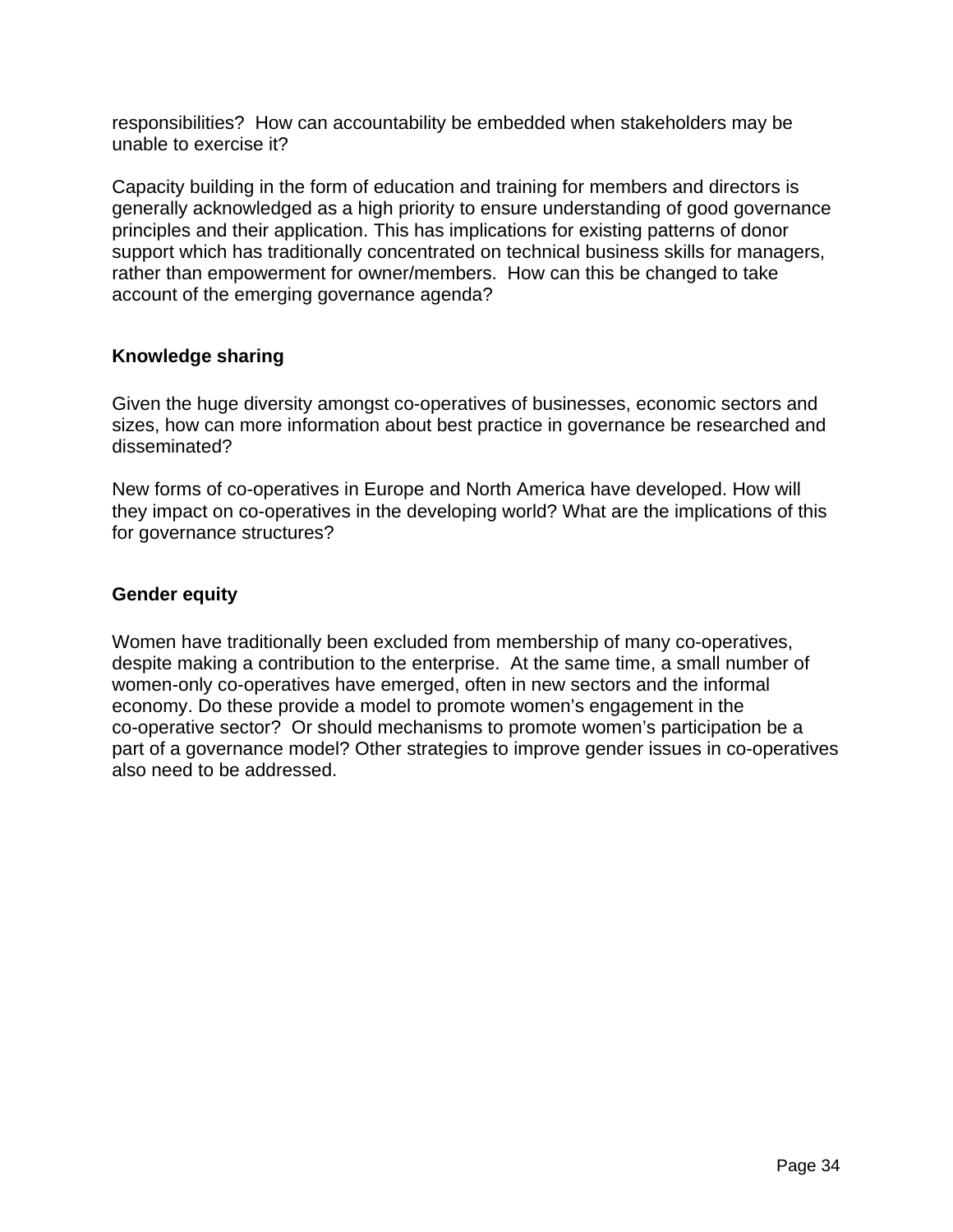responsibilities? How can accountability be embedded when stakeholders may be unable to exercise it?

Capacity building in the form of education and training for members and directors is generally acknowledged as a high priority to ensure understanding of good governance principles and their application. This has implications for existing patterns of donor support which has traditionally concentrated on technical business skills for managers, rather than empowerment for owner/members. How can this be changed to take account of the emerging governance agenda?

**Knowledge sharing**

Given the huge diversity amongst co-operatives of businesses, economic sectors and sizes, how can more information about best practice in governance be researched and disseminated?

New forms of co-operatives in Europe and North America have developed. How will they impact on co-operatives in the developing world? What are the implications of this for governance structures?

**Gender equity**

Women have traditionally been excluded from membership of many co-operatives, despite making a contribution to the enterprise. At the same time, a small number of women-only co-operatives have emerged, often in new sectors and the informal economy. Do these provide a model to promote women's engagement in the co-operative sector? Or should mechanisms to promote women's participation be a part of a governance model? Other strategies to improve gender issues in co-operatives also need to be addressed.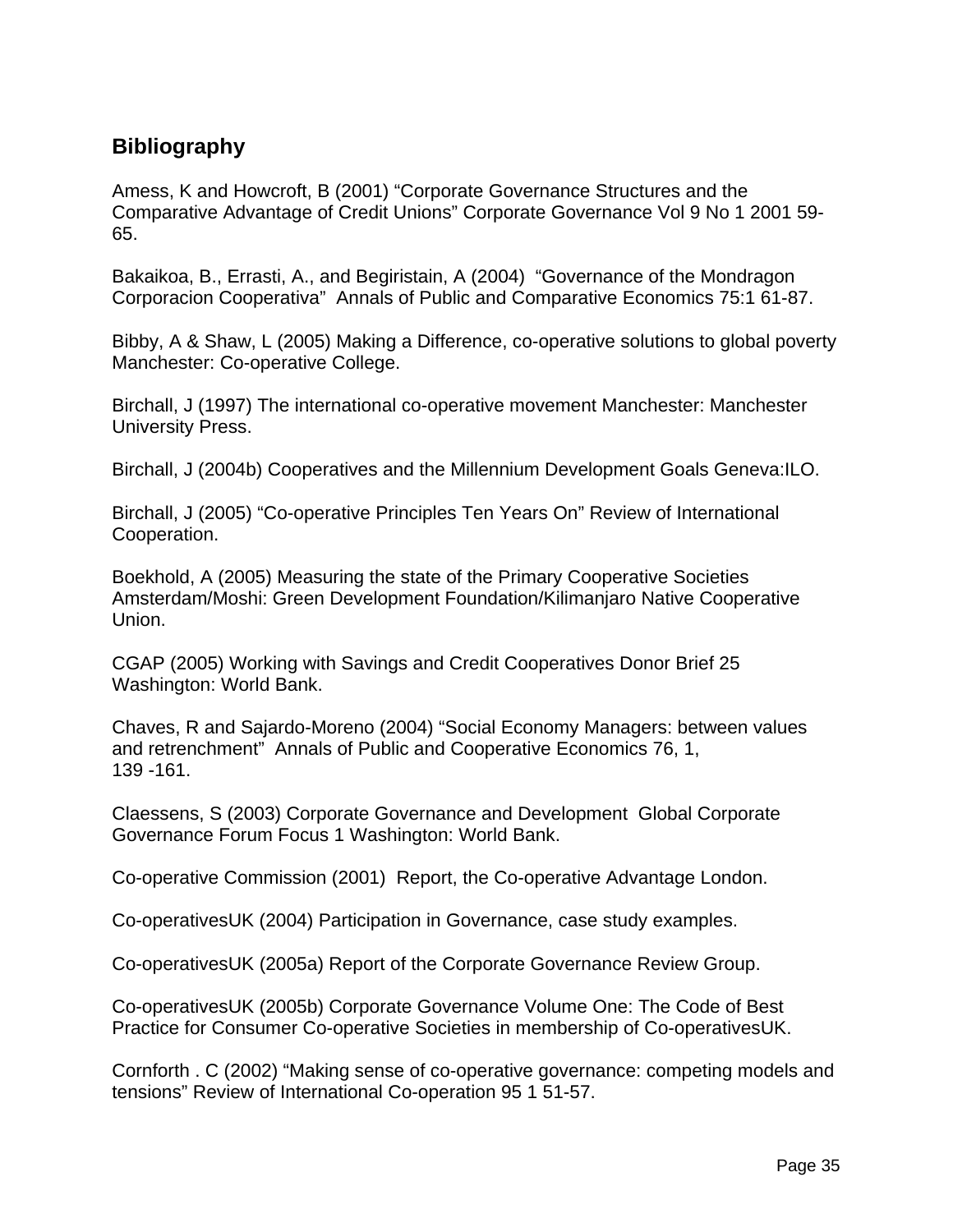## Bibliography

Amess, K and Howcroft, B (2001) “Corporate Governance Structures and the Comparative Advantage of Credit Unions” Corporate Governance Vol 9 No 1 2001 59-65.

Bakaikoa, B., Errasti, A., and Begiristain, A (2004) “Governance of the Mondragon Corporacion Cooperativa” Annals of Public and Comparative Economics 75:1 61-87.

Bibby, A & Shaw, L (2005) Making a Difference, co-operative solutions to global poverty Manchester: Co-operative College.

Birchall, J (1997) The international co-operative movement Manchester: Manchester University Press.

Birchall, J (2004b) Cooperatives and the Millennium Development Goals Geneva:ILO.

Birchall, J (2005) “Co-operative Principles Ten Years On” Review of International Cooperation.

Boekhold, A (2005) Measuring the state of the Primary Cooperative Societies Amsterdam/Moshi: Green Development Foundation/Kilimanjaro Native Cooperative Union.

CGAP (2005) Working with Savings and Credit Cooperatives Donor Brief 25 Washington: World Bank.

Chaves, R and Sajardo-Moreno (2004) “Social Economy Managers: between values and retrenchment” Annals of Public and Cooperative Economics 76, 1, 139 -161.

Claessens, S (2003) Corporate Governance and Development Global Corporate Governance Forum Focus 1 Washington: World Bank.

Co-operative Commission (2001) Report, the Co-operative Advantage London.

Co-operativesUK (2004) Participation in Governance, case study examples.

Co-operativesUK (2005a) Report of the Corporate Governance Review Group.

Co-operativesUK (2005b) Corporate Governance Volume One: The Code of Best Practice for Consumer Co-operative Societies in membership of Co-operativesUK.

Cornforth . C (2002) “Making sense of co-operative governance: competing models and tensions” Review of International Co-operation 95 1 51-57.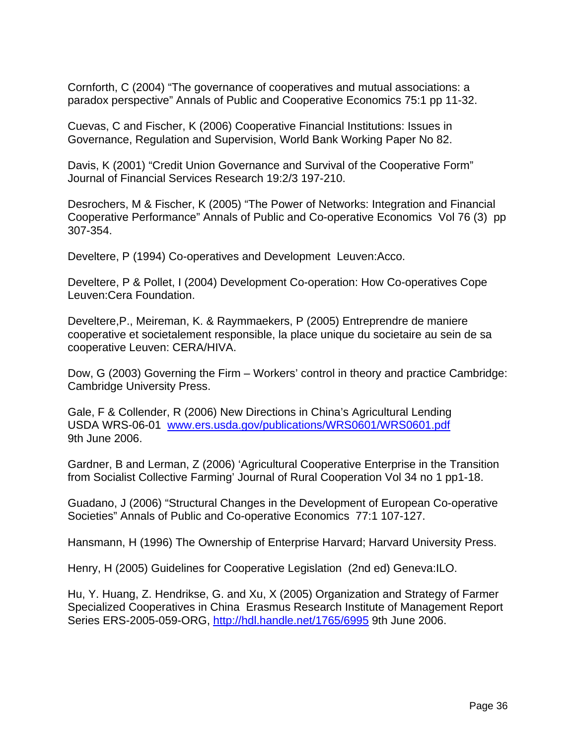Cornforth, C (2004) “The governance of cooperatives and mutual associations: a paradox perspective” Annals of Public and Cooperative Economics 75:1 pp 11-32.

Cuevas, C and Fischer, K (2006) Cooperative Financial Institutions: Issues in Governance, Regulation and Supervision, World Bank Working Paper No 82.

Davis, K (2001) “Credit Union Governance and Survival of the Cooperative Form” Journal of Financial Services Research 19:2/3 197-210.

Desrochers, M & Fischer, K (2005) “The Power of Networks: Integration and Financial Cooperative Performance” Annals of Public and Co-operative Economics Vol 76 (3) pp 307-354.

Develtere, P (1994) Co-operatives and Development Leuven:Acco.

Develtere, P & Pollet, I (2004) Development Co-operation: How Co-operatives Cope Leuven:Cera Foundation.

Develtere,P., Meireman, K. & Raymmaekers, P (2005) Entreprendre de maniere cooperative et societalement responsible, la place unique du societaire au sein de sa cooperative Leuven: CERA/HIVA.

Dow, G (2003) Governing the Firm – Workers' control in theory and practice Cambridge: Cambridge University Press.

Gale, F & Collender, R (2006) New Directions in China's Agricultural Lending USDA WRS-06-01 [www.ers.usda.gov/publications/WRS0601/WRS0601.pdf](www.ers.usda.gov/publications/WRS0601/WRS0601.pdf) 9th June 2006.

Gardner, B and Lerman, Z (2006) 'Agricultural Cooperative Enterprise in the Transition from Socialist Collective Farming' Journal of Rural Cooperation Vol 34 no 1 pp1-18.

Guadano, J (2006) “Structural Changes in the Development of European Co-operative Societies” Annals of Public and Co-operative Economics 77:1 107-127.

Hansmann, H (1996) The Ownership of Enterprise Harvard; Harvard University Press.

Henry, H (2005) Guidelines for Cooperative Legislation (2nd ed) Geneva:ILO.

Hu, Y. Huang, Z. Hendrikse, G. and Xu, X (2005) Organization and Strategy of Farmer Specialized Cooperatives in China Erasmus Research Institute of Management Report Series ERS-2005-059-ORG, [http://hdl.handle.net/1765/6995](http://hdl.handle.net/1765/6995) 9th June 2006.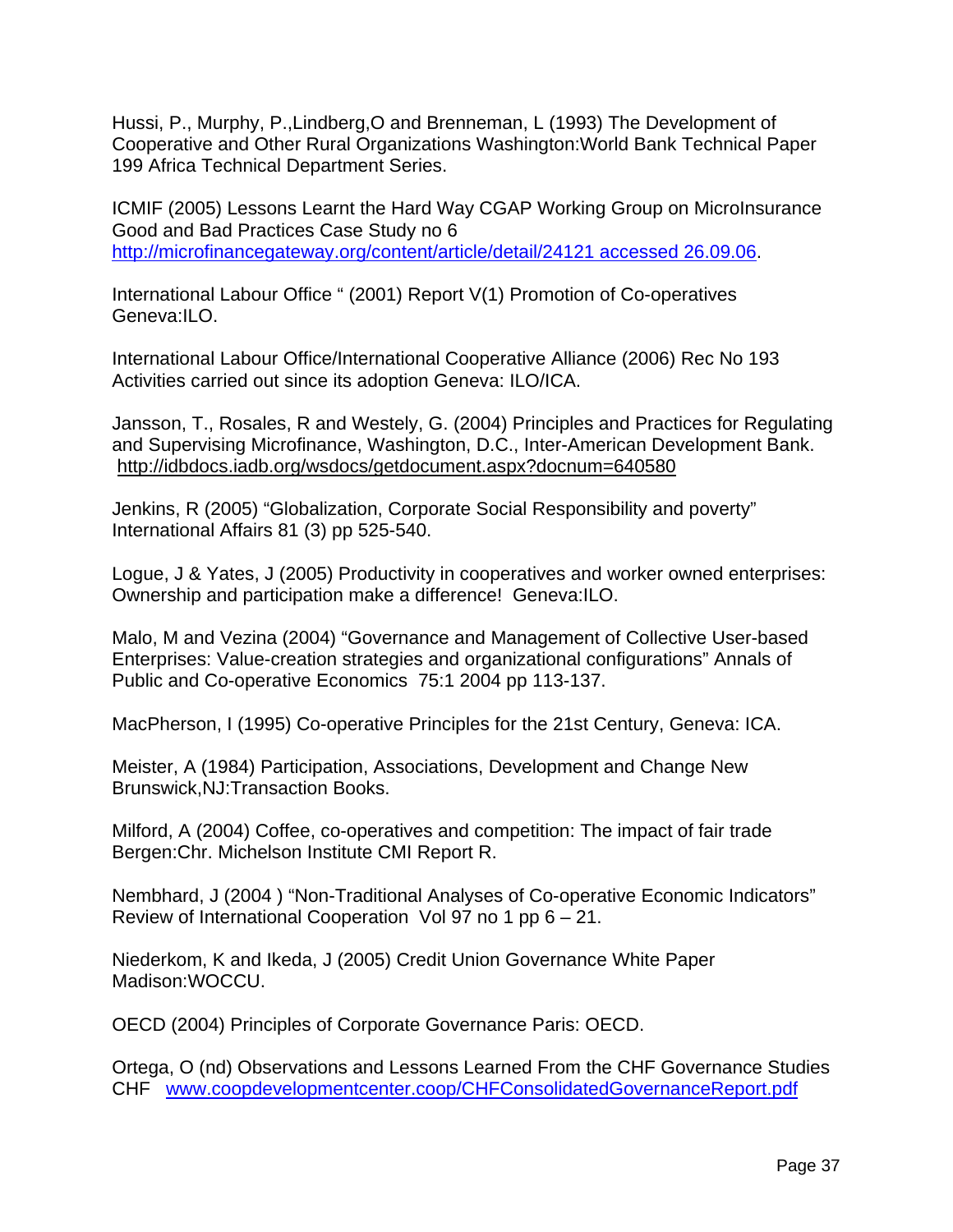Hussi, P., Murphy, P.,Lindberg,O and Brenneman, L (1993) The Development of Cooperative and Other Rural Organizations Washington:World Bank Technical Paper 199 Africa Technical Department Series.

ICMIF (2005) Lessons Learnt the Hard Way CGAP Working Group on MicroInsurance Good and Bad Practices Case Study no 6 http://microfinancegateway.org/content/article/detail/24121 accessed 26.09.06.

International Labour Office " (2001) Report V(1) Promotion of Co-operatives Geneva:ILO.

International Labour Office/International Cooperative Alliance (2006) Rec No 193 Activities carried out since its adoption Geneva: ILO/ICA.

Jansson, T., Rosales, R and Westely, G. (2004) Principles and Practices for Regulating and Supervising Microfinance, Washington, D.C., Inter-American Development Bank. http://idbdocs.iadb.org/wsdocs/getdocument.aspx?docnum=640580

Jenkins, R (2005) "Globalization, Corporate Social Responsibility and poverty" International Affairs 81 (3) pp 525-540.

Logue, J & Yates, J (2005) Productivity in cooperatives and worker owned enterprises: Ownership and participation make a difference! Geneva:ILO.

Malo, M and Vezina (2004) "Governance and Management of Collective User-based Enterprises: Value-creation strategies and organizational configurations" Annals of Public and Co-operative Economics 75:1 2004 pp 113-137.

MacPherson, I (1995) Co-operative Principles for the 21st Century, Geneva: ICA.

Meister, A (1984) Participation, Associations, Development and Change New Brunswick,NJ:Transaction Books.

Milford, A (2004) Coffee, co-operatives and competition: The impact of fair trade Bergen:Chr. Michelson Institute CMI Report R.

Nembhard, J (2004 ) "Non-Traditional Analyses of Co-operative Economic Indicators" Review of International Cooperation Vol 97 no 1 pp 6 – 21.

Niederkom, K and Ikeda, J (2005) Credit Union Governance White Paper Madison:WOCCU.

OECD (2004) Principles of Corporate Governance Paris: OECD.

Ortega, O (nd) Observations and Lessons Learned From the CHF Governance Studies CHF www.coopdevelopmentcenter.coop/CHFConsolidatedGovernanceReport.pdf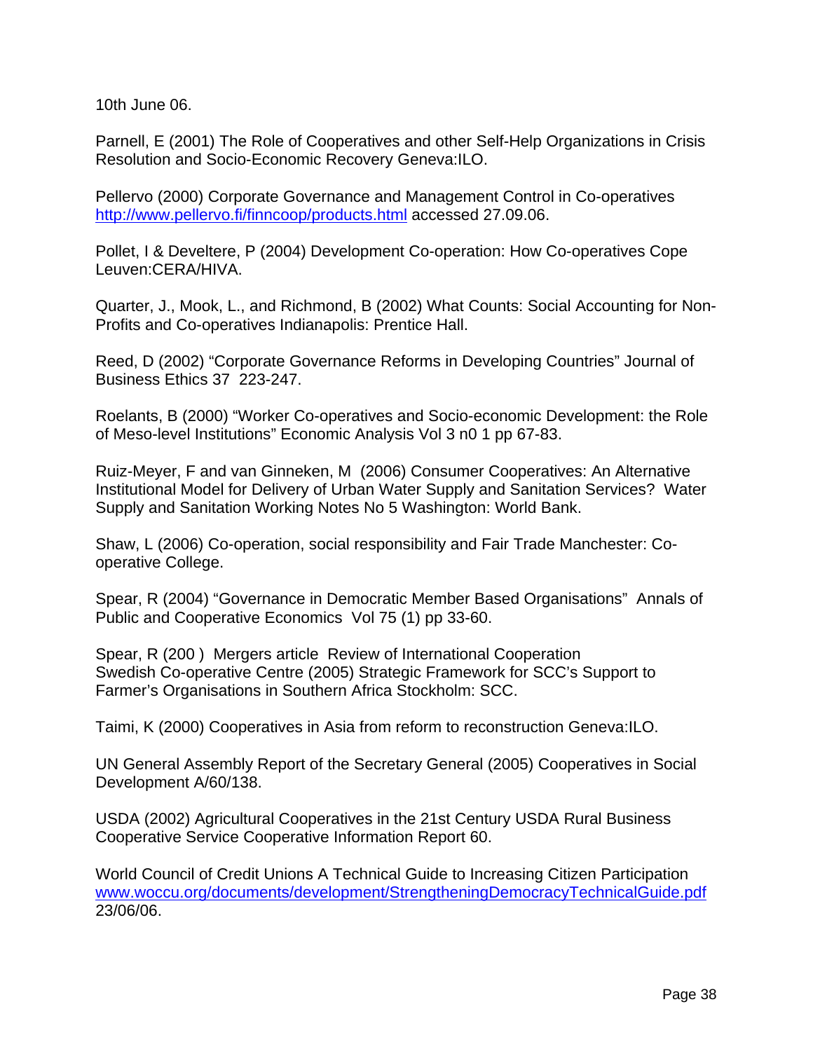10th June 06.

Parnell, E (2001) The Role of Cooperatives and other Self-Help Organizations in Crisis Resolution and Socio-Economic Recovery Geneva:ILO.

Pellervo (2000) Corporate Governance and Management Control in Co-operatives http://www.pellervo.fi/finncoop/products.html accessed 27.09.06.

Pollet, I & Develtere, P (2004) Development Co-operation: How Co-operatives Cope Leuven:CERA/HIVA.

Quarter, J., Mook, L., and Richmond, B (2002) What Counts: Social Accounting for Non-Profits and Co-operatives Indianapolis: Prentice Hall.

Reed, D (2002) "Corporate Governance Reforms in Developing Countries" Journal of Business Ethics 37 223-247.

Roelants, B (2000) "Worker Co-operatives and Socio-economic Development: the Role of Meso-level Institutions" Economic Analysis Vol 3 n0 1 pp 67-83.

Ruiz-Meyer, F and van Ginneken, M (2006) Consumer Cooperatives: An Alternative Institutional Model for Delivery of Urban Water Supply and Sanitation Services? Water Supply and Sanitation Working Notes No 5 Washington: World Bank.

Shaw, L (2006) Co-operation, social responsibility and Fair Trade Manchester: Co-operative College.

Spear, R (2004) "Governance in Democratic Member Based Organisations" Annals of Public and Cooperative Economics Vol 75 (1) pp 33-60.

Spear, R (200 ) Mergers article Review of International Cooperation
Swedish Co-operative Centre (2005) Strategic Framework for SCC's Support to Farmer's Organisations in Southern Africa Stockholm: SCC.

Taimi, K (2000) Cooperatives in Asia from reform to reconstruction Geneva:ILO.

UN General Assembly Report of the Secretary General (2005) Cooperatives in Social Development A/60/138.

USDA (2002) Agricultural Cooperatives in the 21st Century USDA Rural Business Cooperative Service Cooperative Information Report 60.

World Council of Credit Unions A Technical Guide to Increasing Citizen Participation www.woccu.org/documents/development/StrengtheningDemocracyTechnicalGuide.pdf 23/06/06.